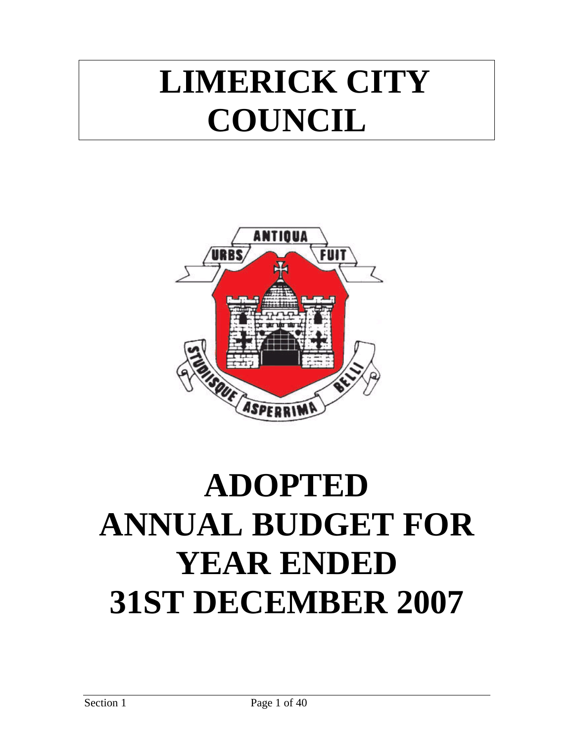# LIMERICK CITY COUNCIL

# ADOPTED ANNUAL BUDGET FOR YEAR ENDED 31ST DECEMBER 2007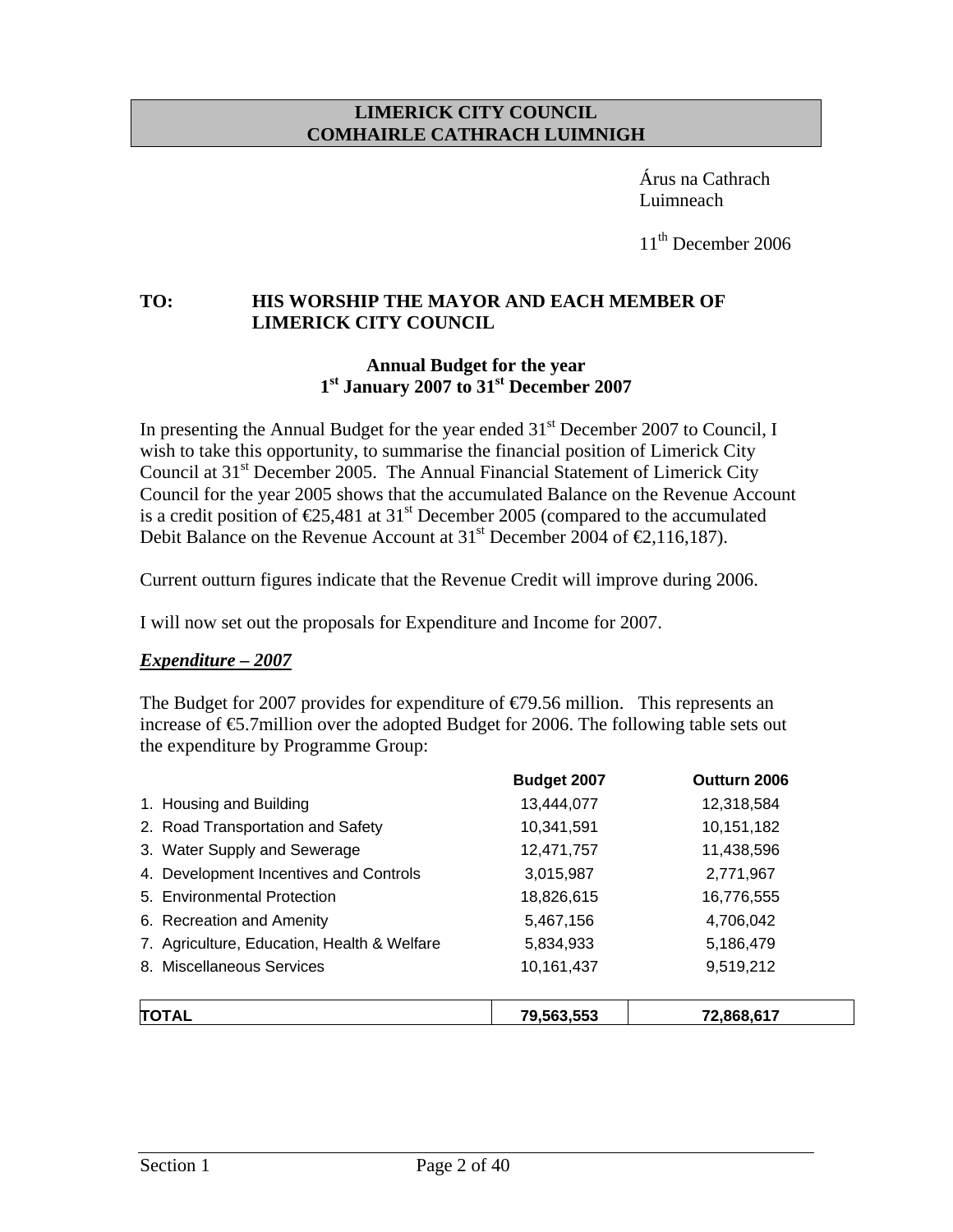**LIMERICK CITY COUNCIL**
**COMHAIRLE CATHRACH LUIMNIGH**

Árus na Cathrach
Luimneach

11th December 2006

**TO: HIS WORSHIP THE MAYOR AND EACH MEMBER OF LIMERICK CITY COUNCIL**

**Annual Budget for the year**
**1st January 2007 to 31st December 2007**

In presenting the Annual Budget for the year ended 31st December 2007 to Council, I wish to take this opportunity, to summarise the financial position of Limerick City Council at 31st December 2005. The Annual Financial Statement of Limerick City Council for the year 2005 shows that the accumulated Balance on the Revenue Account is a credit position of €25,481 at 31st December 2005 (compared to the accumulated Debit Balance on the Revenue Account at 31st December 2004 of €2,116,187).

Current outturn figures indicate that the Revenue Credit will improve during 2006.

I will now set out the proposals for Expenditure and Income for 2007.

***Expenditure – 2007***

The Budget for 2007 provides for expenditure of €79.56 million. This represents an increase of €5.7million over the adopted Budget for 2006. The following table sets out the expenditure by Programme Group:

| | Budget 2007 | Outturn 2006 |
|---|---|---|
| 1. Housing and Building | 13,444,077 | 12,318,584 |
| 2. Road Transportation and Safety | 10,341,591 | 10,151,182 |
| 3. Water Supply and Sewerage | 12,471,757 | 11,438,596 |
| 4. Development Incentives and Controls | 3,015,987 | 2,771,967 |
| 5. Environmental Protection | 18,826,615 | 16,776,555 |
| 6. Recreation and Amenity | 5,467,156 | 4,706,042 |
| 7. Agriculture, Education, Health & Welfare | 5,834,933 | 5,186,479 |
| 8. Miscellaneous Services | 10,161,437 | 9,519,212 |
| **TOTAL** | **79,563,553** | **72,868,617** |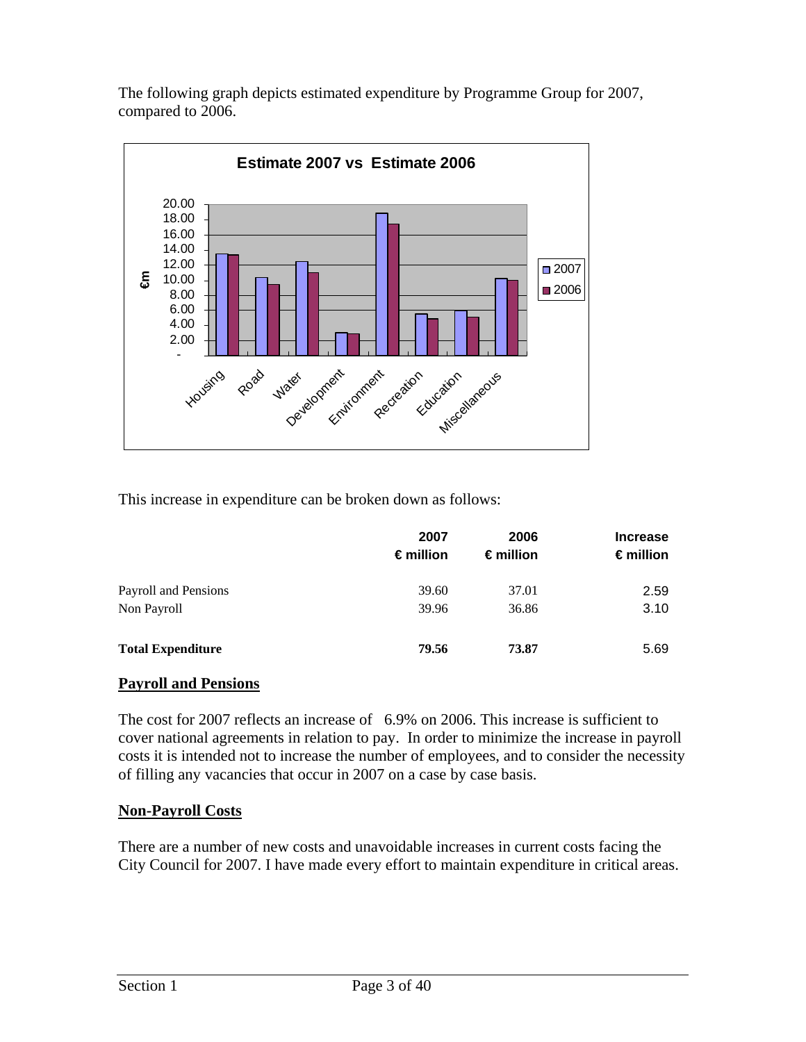The following graph depicts estimated expenditure by Programme Group for 2007, compared to 2006.

This increase in expenditure can be broken down as follows:

| | 2007<br>€ million | 2006<br>€ million | Increase<br>€ million |
|---|---|---|---|
| Payroll and Pensions | 39.60 | 37.01 | 2.59 |
| Non Payroll | 39.96 | 36.86 | 3.10 |
| **Total Expenditure** | **79.56** | **73.87** | 5.69 |

## Payroll and Pensions

The cost for 2007 reflects an increase of 6.9% on 2006. This increase is sufficient to cover national agreements in relation to pay. In order to minimize the increase in payroll costs it is intended not to increase the number of employees, and to consider the necessity of filling any vacancies that occur in 2007 on a case by case basis.

## Non-Payroll Costs

There are a number of new costs and unavoidable increases in current costs facing the City Council for 2007. I have made every effort to maintain expenditure in critical areas.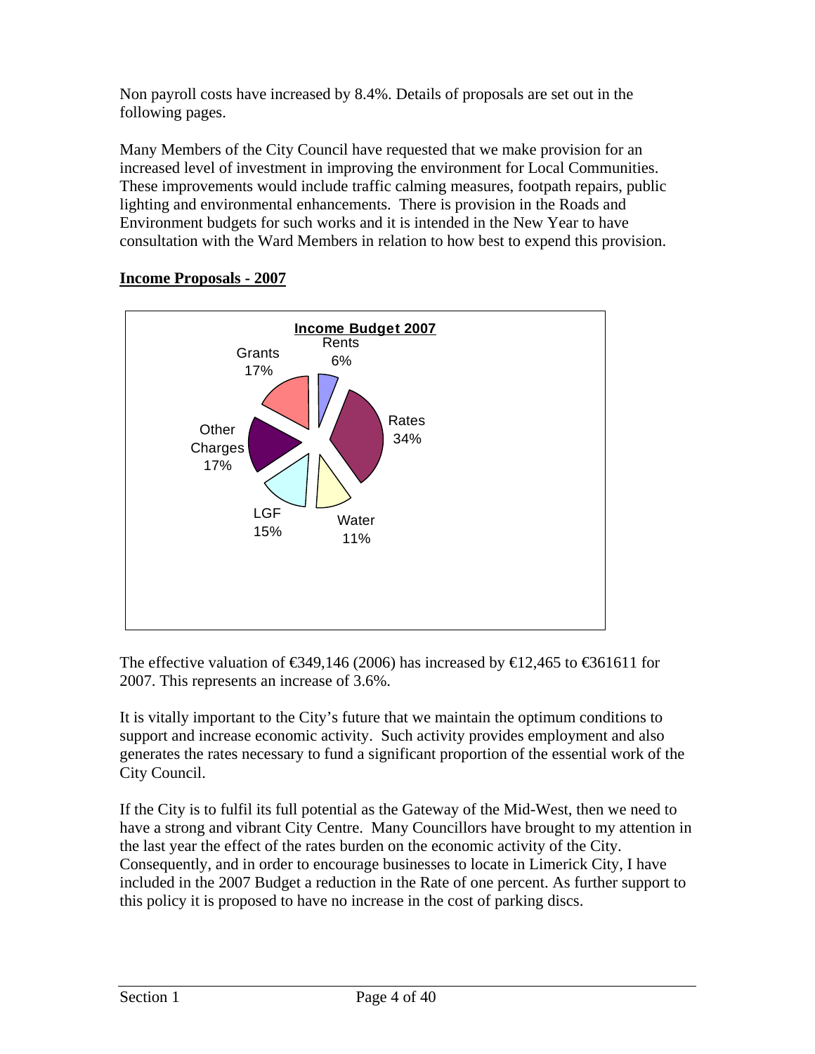Non payroll costs have increased by 8.4%. Details of proposals are set out in the following pages.

Many Members of the City Council have requested that we make provision for an increased level of investment in improving the environment for Local Communities. These improvements would include traffic calming measures, footpath repairs, public lighting and environmental enhancements. There is provision in the Roads and Environment budgets for such works and it is intended in the New Year to have consultation with the Ward Members in relation to how best to expend this provision.

## Income Proposals - 2007

**Income Budget 2007**

| Source | % |
|---|---|
| Rents | 6% |
| Rates | 34% |
| Water | 11% |
| LGF | 15% |
| Other Charges | 17% |
| Grants | 17% |

The effective valuation of €349,146 (2006) has increased by €12,465 to €361611 for 2007. This represents an increase of 3.6%.

It is vitally important to the City's future that we maintain the optimum conditions to support and increase economic activity. Such activity provides employment and also generates the rates necessary to fund a significant proportion of the essential work of the City Council.

If the City is to fulfil its full potential as the Gateway of the Mid-West, then we need to have a strong and vibrant City Centre. Many Councillors have brought to my attention in the last year the effect of the rates burden on the economic activity of the City. Consequently, and in order to encourage businesses to locate in Limerick City, I have included in the 2007 Budget a reduction in the Rate of one percent. As further support to this policy it is proposed to have no increase in the cost of parking discs.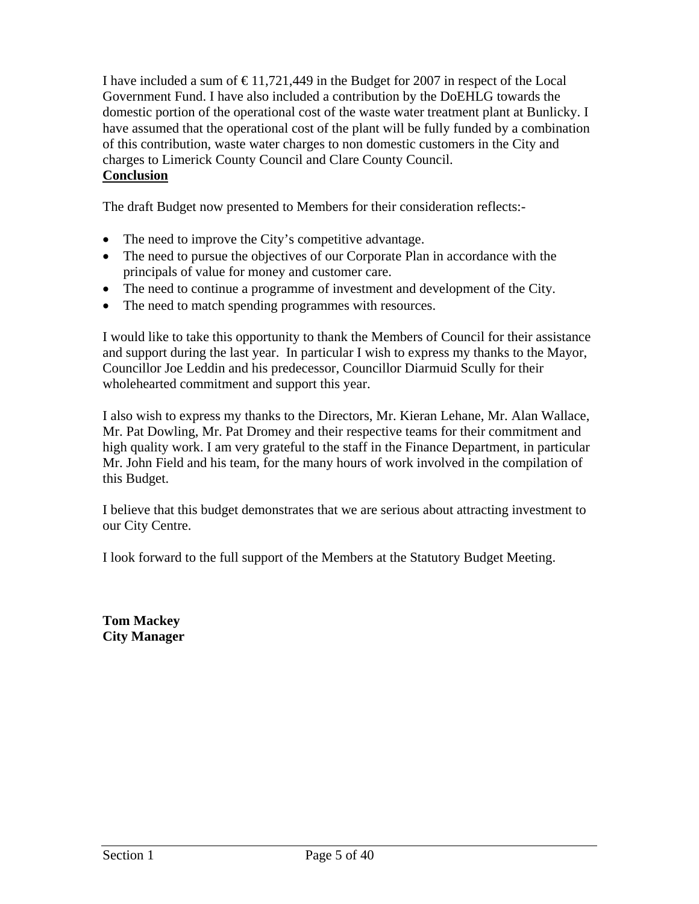I have included a sum of € 11,721,449 in the Budget for 2007 in respect of the Local Government Fund. I have also included a contribution by the DoEHLG towards the domestic portion of the operational cost of the waste water treatment plant at Bunlicky. I have assumed that the operational cost of the plant will be fully funded by a combination of this contribution, waste water charges to non domestic customers in the City and charges to Limerick County Council and Clare County Council.

**Conclusion**

The draft Budget now presented to Members for their consideration reflects:-

- The need to improve the City's competitive advantage.
- The need to pursue the objectives of our Corporate Plan in accordance with the principals of value for money and customer care.
- The need to continue a programme of investment and development of the City.
- The need to match spending programmes with resources.

I would like to take this opportunity to thank the Members of Council for their assistance and support during the last year. In particular I wish to express my thanks to the Mayor, Councillor Joe Leddin and his predecessor, Councillor Diarmuid Scully for their wholehearted commitment and support this year.

I also wish to express my thanks to the Directors, Mr. Kieran Lehane, Mr. Alan Wallace, Mr. Pat Dowling, Mr. Pat Dromey and their respective teams for their commitment and high quality work. I am very grateful to the staff in the Finance Department, in particular Mr. John Field and his team, for the many hours of work involved in the compilation of this Budget.

I believe that this budget demonstrates that we are serious about attracting investment to our City Centre.

I look forward to the full support of the Members at the Statutory Budget Meeting.

**Tom Mackey**
**City Manager**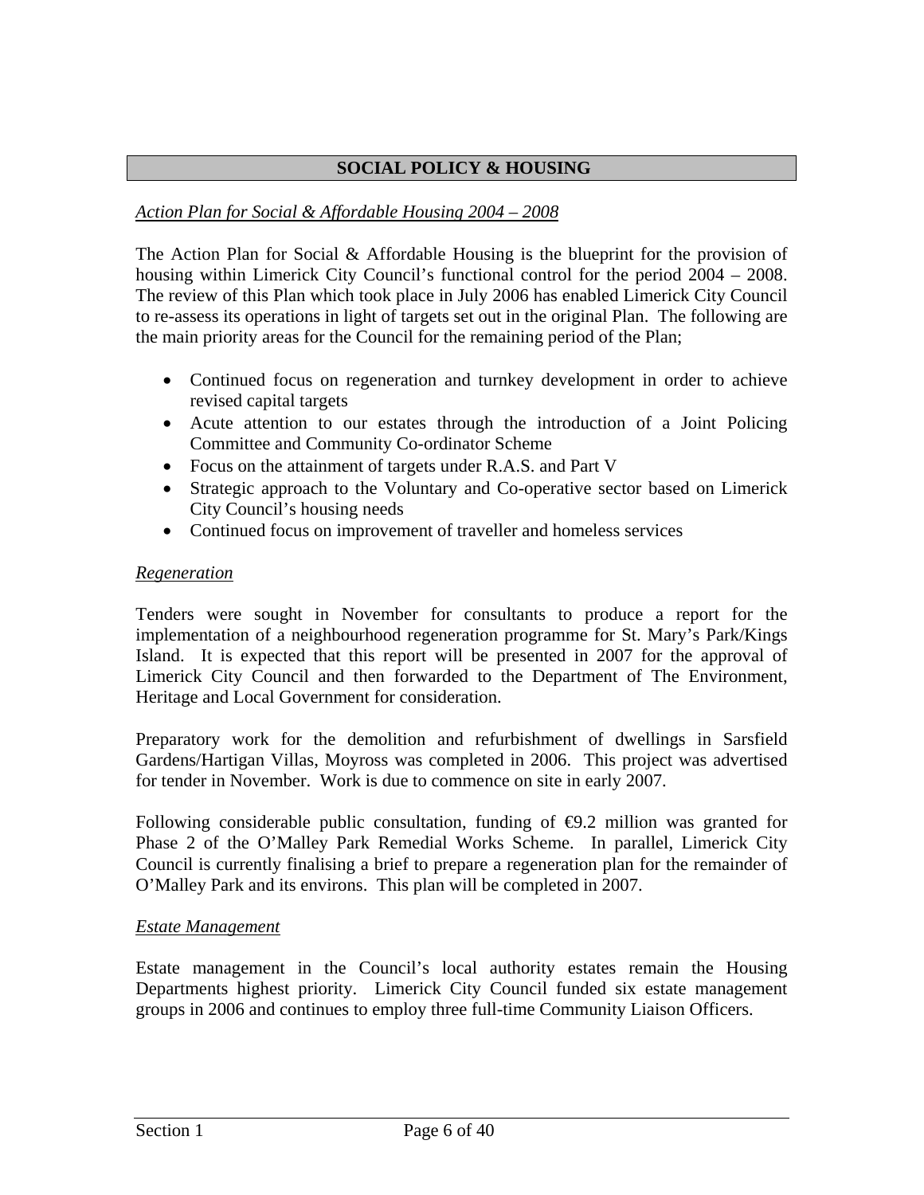# SOCIAL POLICY & HOUSING

*Action Plan for Social & Affordable Housing 2004 – 2008*

The Action Plan for Social & Affordable Housing is the blueprint for the provision of housing within Limerick City Council's functional control for the period 2004 – 2008. The review of this Plan which took place in July 2006 has enabled Limerick City Council to re-assess its operations in light of targets set out in the original Plan. The following are the main priority areas for the Council for the remaining period of the Plan;

- Continued focus on regeneration and turnkey development in order to achieve revised capital targets
- Acute attention to our estates through the introduction of a Joint Policing Committee and Community Co-ordinator Scheme
- Focus on the attainment of targets under R.A.S. and Part V
- Strategic approach to the Voluntary and Co-operative sector based on Limerick City Council's housing needs
- Continued focus on improvement of traveller and homeless services

*Regeneration*

Tenders were sought in November for consultants to produce a report for the implementation of a neighbourhood regeneration programme for St. Mary's Park/Kings Island. It is expected that this report will be presented in 2007 for the approval of Limerick City Council and then forwarded to the Department of The Environment, Heritage and Local Government for consideration.

Preparatory work for the demolition and refurbishment of dwellings in Sarsfield Gardens/Hartigan Villas, Moyross was completed in 2006. This project was advertised for tender in November. Work is due to commence on site in early 2007.

Following considerable public consultation, funding of €9.2 million was granted for Phase 2 of the O'Malley Park Remedial Works Scheme. In parallel, Limerick City Council is currently finalising a brief to prepare a regeneration plan for the remainder of O'Malley Park and its environs. This plan will be completed in 2007.

*Estate Management*

Estate management in the Council's local authority estates remain the Housing Departments highest priority. Limerick City Council funded six estate management groups in 2006 and continues to employ three full-time Community Liaison Officers.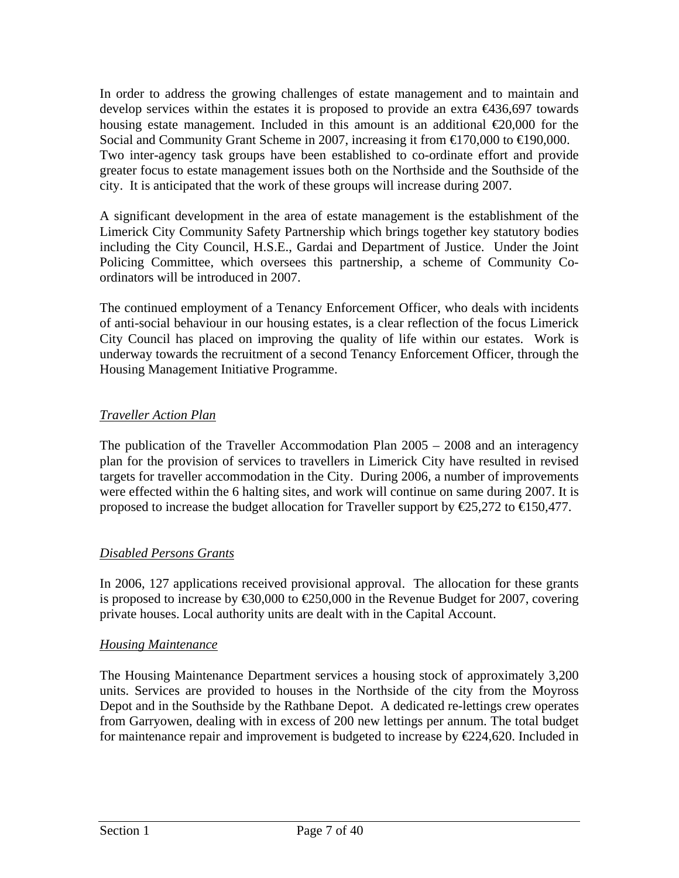In order to address the growing challenges of estate management and to maintain and develop services within the estates it is proposed to provide an extra €436,697 towards housing estate management. Included in this amount is an additional €20,000 for the Social and Community Grant Scheme in 2007, increasing it from €170,000 to €190,000. Two inter-agency task groups have been established to co-ordinate effort and provide greater focus to estate management issues both on the Northside and the Southside of the city. It is anticipated that the work of these groups will increase during 2007.

A significant development in the area of estate management is the establishment of the Limerick City Community Safety Partnership which brings together key statutory bodies including the City Council, H.S.E., Gardai and Department of Justice. Under the Joint Policing Committee, which oversees this partnership, a scheme of Community Co-ordinators will be introduced in 2007.

The continued employment of a Tenancy Enforcement Officer, who deals with incidents of anti-social behaviour in our housing estates, is a clear reflection of the focus Limerick City Council has placed on improving the quality of life within our estates. Work is underway towards the recruitment of a second Tenancy Enforcement Officer, through the Housing Management Initiative Programme.

*Traveller Action Plan*

The publication of the Traveller Accommodation Plan 2005 – 2008 and an interagency plan for the provision of services to travellers in Limerick City have resulted in revised targets for traveller accommodation in the City. During 2006, a number of improvements were effected within the 6 halting sites, and work will continue on same during 2007. It is proposed to increase the budget allocation for Traveller support by €25,272 to €150,477.

*Disabled Persons Grants*

In 2006, 127 applications received provisional approval. The allocation for these grants is proposed to increase by €30,000 to €250,000 in the Revenue Budget for 2007, covering private houses. Local authority units are dealt with in the Capital Account.

*Housing Maintenance*

The Housing Maintenance Department services a housing stock of approximately 3,200 units. Services are provided to houses in the Northside of the city from the Moyross Depot and in the Southside by the Rathbane Depot. A dedicated re-lettings crew operates from Garryowen, dealing with in excess of 200 new lettings per annum. The total budget for maintenance repair and improvement is budgeted to increase by €224,620. Included in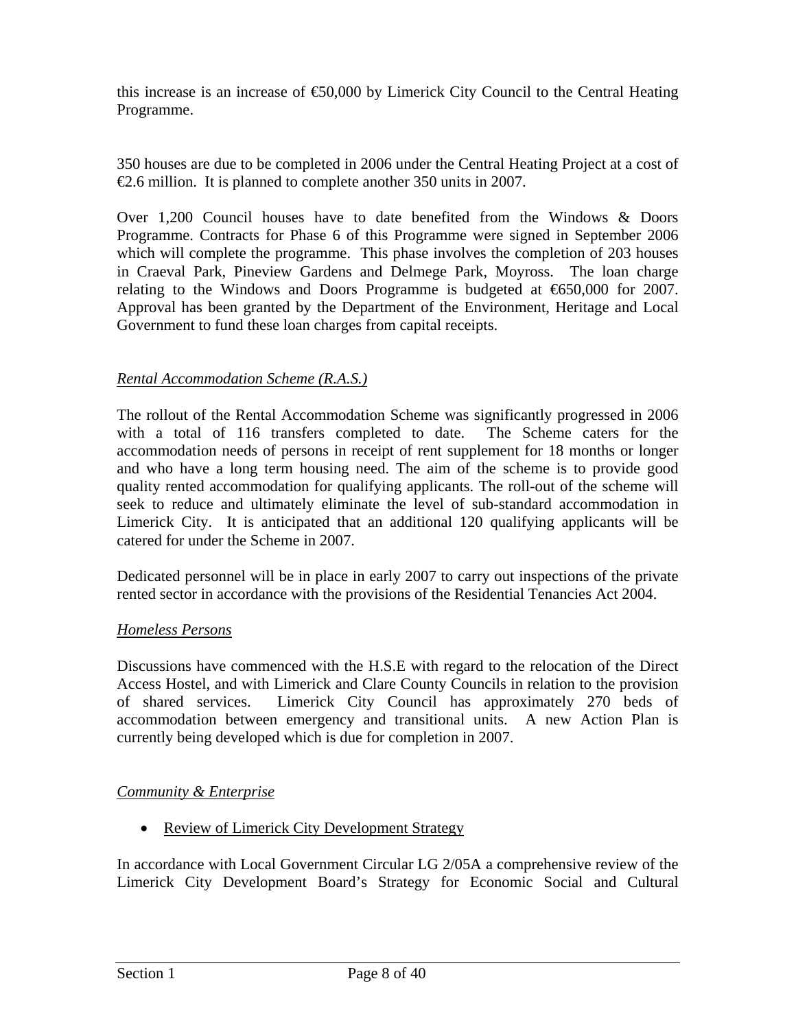this increase is an increase of €50,000 by Limerick City Council to the Central Heating Programme.

350 houses are due to be completed in 2006 under the Central Heating Project at a cost of €2.6 million. It is planned to complete another 350 units in 2007.

Over 1,200 Council houses have to date benefited from the Windows & Doors Programme. Contracts for Phase 6 of this Programme were signed in September 2006 which will complete the programme. This phase involves the completion of 203 houses in Craeval Park, Pineview Gardens and Delmege Park, Moyross. The loan charge relating to the Windows and Doors Programme is budgeted at €650,000 for 2007. Approval has been granted by the Department of the Environment, Heritage and Local Government to fund these loan charges from capital receipts.

*Rental Accommodation Scheme (R.A.S.)*

The rollout of the Rental Accommodation Scheme was significantly progressed in 2006 with a total of 116 transfers completed to date. The Scheme caters for the accommodation needs of persons in receipt of rent supplement for 18 months or longer and who have a long term housing need. The aim of the scheme is to provide good quality rented accommodation for qualifying applicants. The roll-out of the scheme will seek to reduce and ultimately eliminate the level of sub-standard accommodation in Limerick City. It is anticipated that an additional 120 qualifying applicants will be catered for under the Scheme in 2007.

Dedicated personnel will be in place in early 2007 to carry out inspections of the private rented sector in accordance with the provisions of the Residential Tenancies Act 2004.

*Homeless Persons*

Discussions have commenced with the H.S.E with regard to the relocation of the Direct Access Hostel, and with Limerick and Clare County Councils in relation to the provision of shared services. Limerick City Council has approximately 270 beds of accommodation between emergency and transitional units. A new Action Plan is currently being developed which is due for completion in 2007.

*Community & Enterprise*

- Review of Limerick City Development Strategy

In accordance with Local Government Circular LG 2/05A a comprehensive review of the Limerick City Development Board's Strategy for Economic Social and Cultural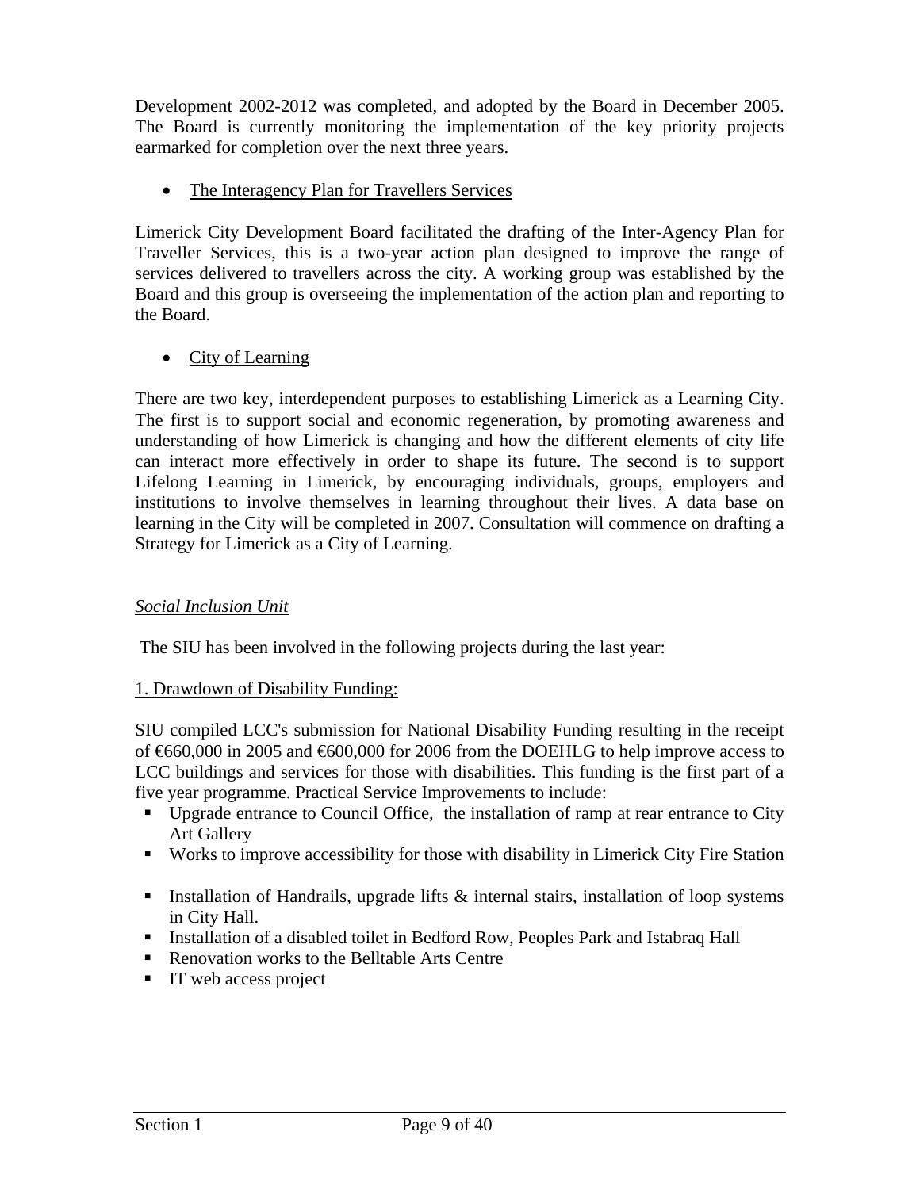Development 2002-2012 was completed, and adopted by the Board in December 2005. The Board is currently monitoring the implementation of the key priority projects earmarked for completion over the next three years.

- <u>The Interagency Plan for Travellers Services</u>

Limerick City Development Board facilitated the drafting of the Inter-Agency Plan for Traveller Services, this is a two-year action plan designed to improve the range of services delivered to travellers across the city. A working group was established by the Board and this group is overseeing the implementation of the action plan and reporting to the Board.

- <u>City of Learning</u>

There are two key, interdependent purposes to establishing Limerick as a Learning City. The first is to support social and economic regeneration, by promoting awareness and understanding of how Limerick is changing and how the different elements of city life can interact more effectively in order to shape its future. The second is to support Lifelong Learning in Limerick, by encouraging individuals, groups, employers and institutions to involve themselves in learning throughout their lives. A data base on learning in the City will be completed in 2007. Consultation will commence on drafting a Strategy for Limerick as a City of Learning.

*<u>Social Inclusion Unit</u>*

The SIU has been involved in the following projects during the last year:

<u>1. Drawdown of Disability Funding:</u>

SIU compiled LCC's submission for National Disability Funding resulting in the receipt of €660,000 in 2005 and €600,000 for 2006 from the DOEHLG to help improve access to LCC buildings and services for those with disabilities. This funding is the first part of a five year programme. Practical Service Improvements to include:

- Upgrade entrance to Council Office, the installation of ramp at rear entrance to City Art Gallery
- Works to improve accessibility for those with disability in Limerick City Fire Station
- Installation of Handrails, upgrade lifts & internal stairs, installation of loop systems in City Hall.
- Installation of a disabled toilet in Bedford Row, Peoples Park and Istabraq Hall
- Renovation works to the Belltable Arts Centre
- IT web access project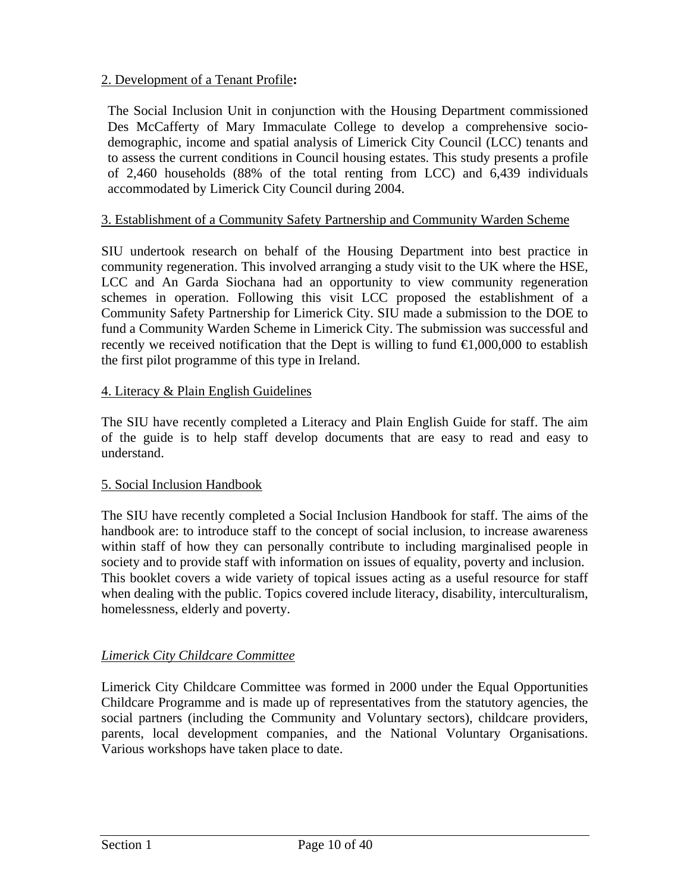2. Development of a Tenant Profile**:**

The Social Inclusion Unit in conjunction with the Housing Department commissioned Des McCafferty of Mary Immaculate College to develop a comprehensive socio-demographic, income and spatial analysis of Limerick City Council (LCC) tenants and to assess the current conditions in Council housing estates. This study presents a profile of 2,460 households (88% of the total renting from LCC) and 6,439 individuals accommodated by Limerick City Council during 2004.

3. Establishment of a Community Safety Partnership and Community Warden Scheme

SIU undertook research on behalf of the Housing Department into best practice in community regeneration. This involved arranging a study visit to the UK where the HSE, LCC and An Garda Siochana had an opportunity to view community regeneration schemes in operation. Following this visit LCC proposed the establishment of a Community Safety Partnership for Limerick City. SIU made a submission to the DOE to fund a Community Warden Scheme in Limerick City. The submission was successful and recently we received notification that the Dept is willing to fund €1,000,000 to establish the first pilot programme of this type in Ireland.

4. Literacy & Plain English Guidelines

The SIU have recently completed a Literacy and Plain English Guide for staff. The aim of the guide is to help staff develop documents that are easy to read and easy to understand.

5. Social Inclusion Handbook

The SIU have recently completed a Social Inclusion Handbook for staff. The aims of the handbook are: to introduce staff to the concept of social inclusion, to increase awareness within staff of how they can personally contribute to including marginalised people in society and to provide staff with information on issues of equality, poverty and inclusion. This booklet covers a wide variety of topical issues acting as a useful resource for staff when dealing with the public. Topics covered include literacy, disability, interculturalism, homelessness, elderly and poverty.

*Limerick City Childcare Committee*

Limerick City Childcare Committee was formed in 2000 under the Equal Opportunities Childcare Programme and is made up of representatives from the statutory agencies, the social partners (including the Community and Voluntary sectors), childcare providers, parents, local development companies, and the National Voluntary Organisations. Various workshops have taken place to date.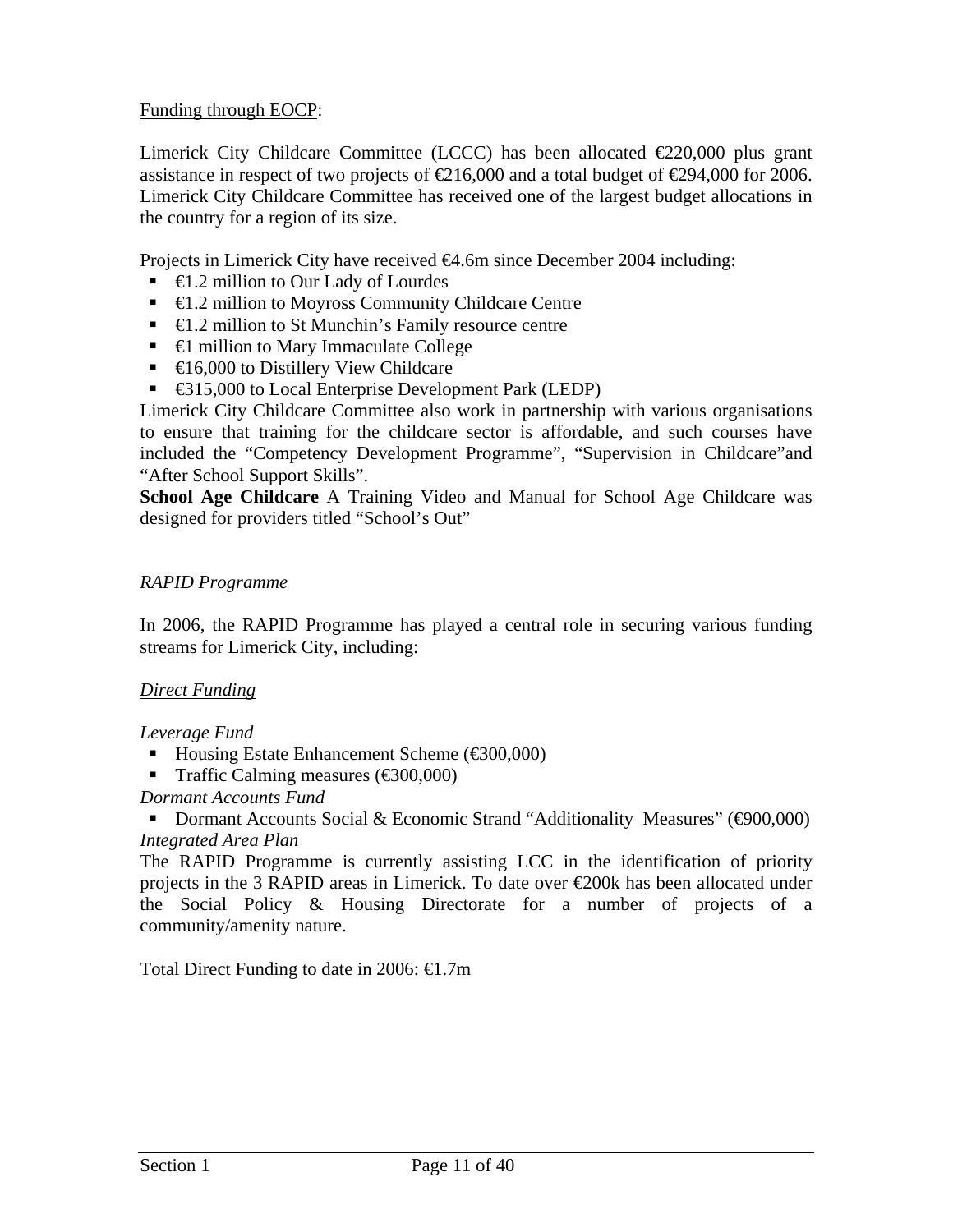<u>Funding through EOCP</u>:

Limerick City Childcare Committee (LCCC) has been allocated €220,000 plus grant assistance in respect of two projects of €216,000 and a total budget of €294,000 for 2006. Limerick City Childcare Committee has received one of the largest budget allocations in the country for a region of its size.

Projects in Limerick City have received €4.6m since December 2004 including:

- €1.2 million to Our Lady of Lourdes
- €1.2 million to Moyross Community Childcare Centre
- €1.2 million to St Munchin's Family resource centre
- €1 million to Mary Immaculate College
- €16,000 to Distillery View Childcare
- €315,000 to Local Enterprise Development Park (LEDP)

Limerick City Childcare Committee also work in partnership with various organisations to ensure that training for the childcare sector is affordable, and such courses have included the "Competency Development Programme", "Supervision in Childcare"and "After School Support Skills".

**School Age Childcare** A Training Video and Manual for School Age Childcare was designed for providers titled "School's Out"

*<u>RAPID Programme</u>*

In 2006, the RAPID Programme has played a central role in securing various funding streams for Limerick City, including:

*<u>Direct Funding</u>*

*Leverage Fund*

- Housing Estate Enhancement Scheme (€300,000)
- Traffic Calming measures (€300,000)

*Dormant Accounts Fund*

- Dormant Accounts Social & Economic Strand "Additionality Measures" (€900,000)

*Integrated Area Plan*

The RAPID Programme is currently assisting LCC in the identification of priority projects in the 3 RAPID areas in Limerick. To date over €200k has been allocated under the Social Policy & Housing Directorate for a number of projects of a community/amenity nature.

Total Direct Funding to date in 2006: €1.7m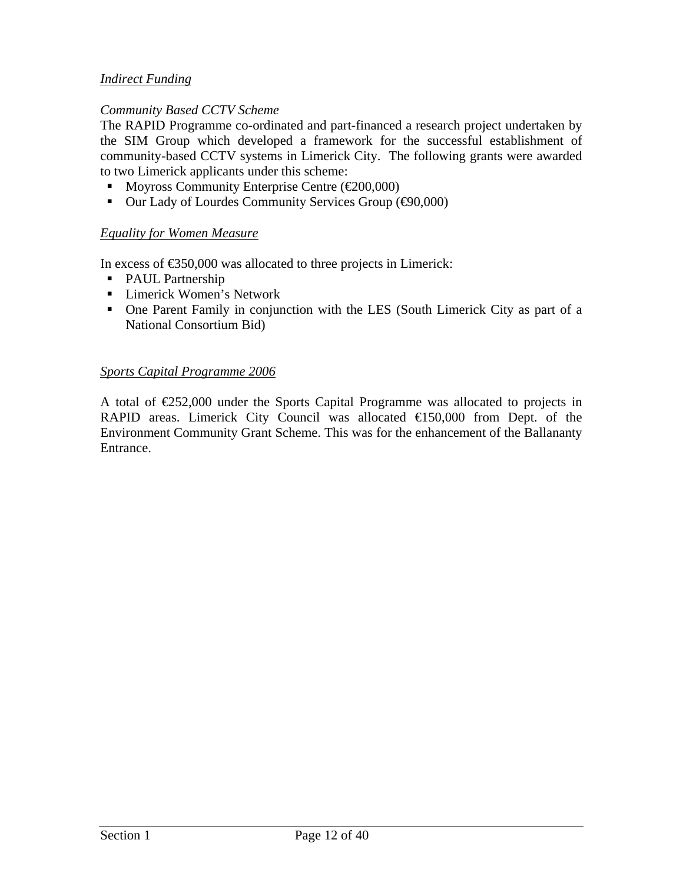*<u>Indirect Funding</u>*

*Community Based CCTV Scheme*

The RAPID Programme co-ordinated and part-financed a research project undertaken by the SIM Group which developed a framework for the successful establishment of community-based CCTV systems in Limerick City. The following grants were awarded to two Limerick applicants under this scheme:

- Moyross Community Enterprise Centre (€200,000)
- Our Lady of Lourdes Community Services Group (€90,000)

*<u>Equality for Women Measure</u>*

In excess of €350,000 was allocated to three projects in Limerick:

- PAUL Partnership
- Limerick Women's Network
- One Parent Family in conjunction with the LES (South Limerick City as part of a National Consortium Bid)

*<u>Sports Capital Programme 2006</u>*

A total of €252,000 under the Sports Capital Programme was allocated to projects in RAPID areas. Limerick City Council was allocated €150,000 from Dept. of the Environment Community Grant Scheme. This was for the enhancement of the Ballananty Entrance.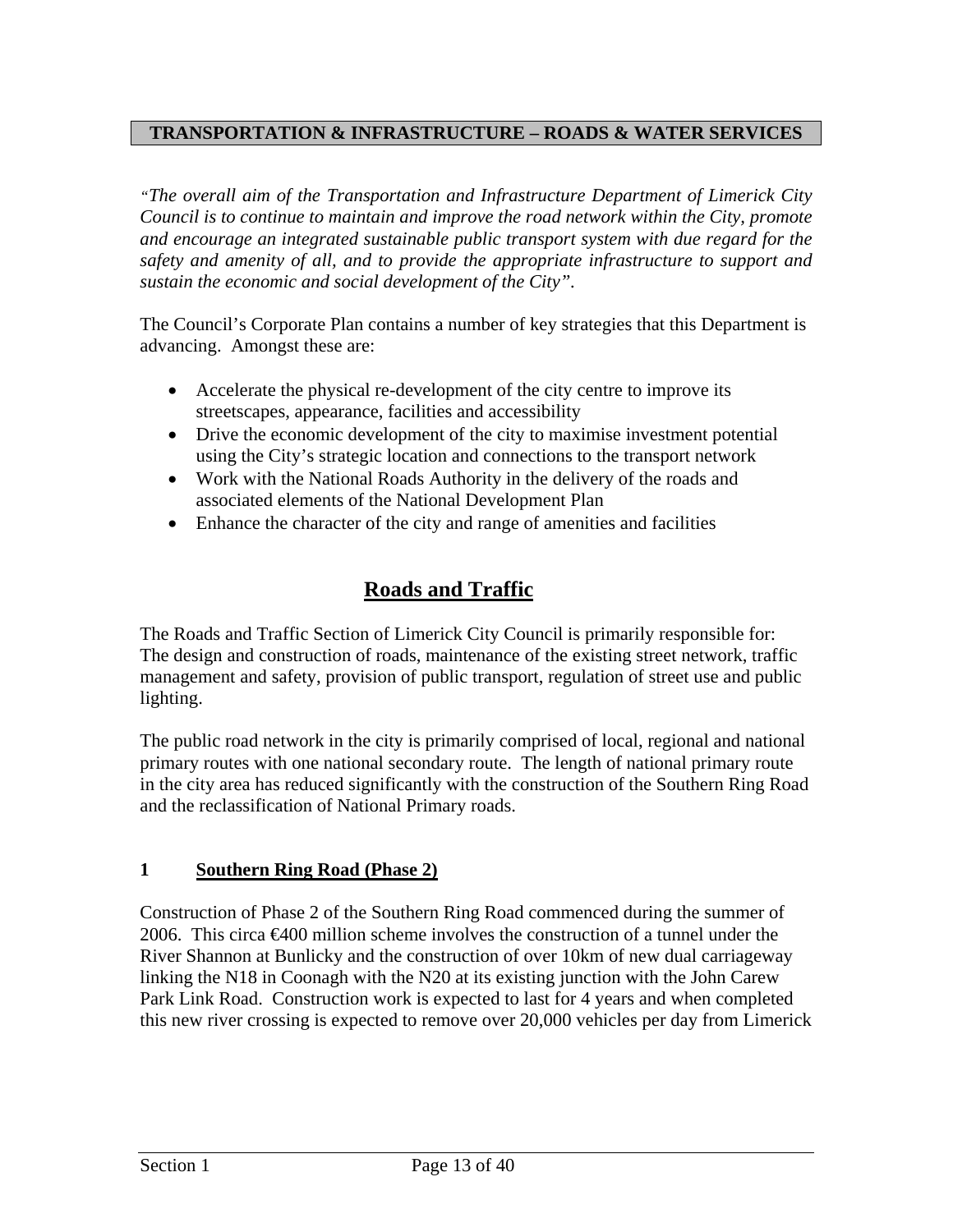## TRANSPORTATION & INFRASTRUCTURE – ROADS & WATER SERVICES

*"The overall aim of the Transportation and Infrastructure Department of Limerick City Council is to continue to maintain and improve the road network within the City, promote and encourage an integrated sustainable public transport system with due regard for the safety and amenity of all, and to provide the appropriate infrastructure to support and sustain the economic and social development of the City".*

The Council's Corporate Plan contains a number of key strategies that this Department is advancing. Amongst these are:

- Accelerate the physical re-development of the city centre to improve its streetscapes, appearance, facilities and accessibility
- Drive the economic development of the city to maximise investment potential using the City's strategic location and connections to the transport network
- Work with the National Roads Authority in the delivery of the roads and associated elements of the National Development Plan
- Enhance the character of the city and range of amenities and facilities

# Roads and Traffic

The Roads and Traffic Section of Limerick City Council is primarily responsible for: The design and construction of roads, maintenance of the existing street network, traffic management and safety, provision of public transport, regulation of street use and public lighting.

The public road network in the city is primarily comprised of local, regional and national primary routes with one national secondary route. The length of national primary route in the city area has reduced significantly with the construction of the Southern Ring Road and the reclassification of National Primary roads.

### 1 Southern Ring Road (Phase 2)

Construction of Phase 2 of the Southern Ring Road commenced during the summer of 2006. This circa €400 million scheme involves the construction of a tunnel under the River Shannon at Bunlicky and the construction of over 10km of new dual carriageway linking the N18 in Coonagh with the N20 at its existing junction with the John Carew Park Link Road. Construction work is expected to last for 4 years and when completed this new river crossing is expected to remove over 20,000 vehicles per day from Limerick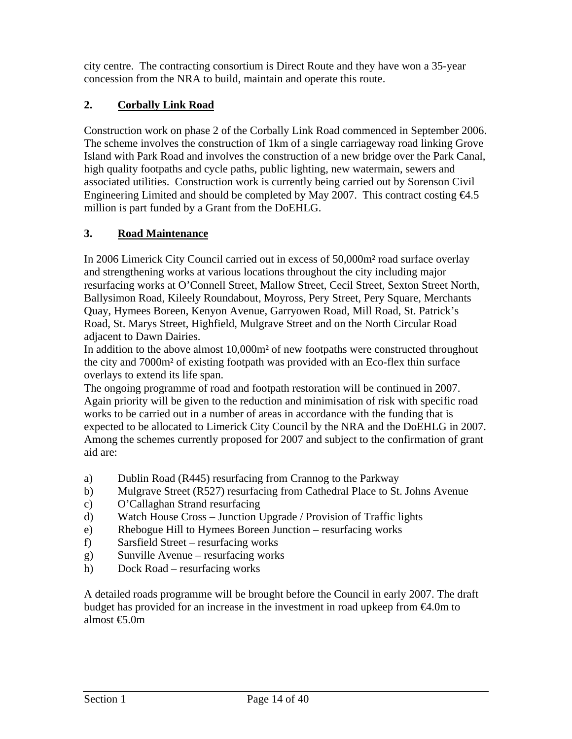city centre. The contracting consortium is Direct Route and they have won a 35-year concession from the NRA to build, maintain and operate this route.

## 2. Corbally Link Road

Construction work on phase 2 of the Corbally Link Road commenced in September 2006. The scheme involves the construction of 1km of a single carriageway road linking Grove Island with Park Road and involves the construction of a new bridge over the Park Canal, high quality footpaths and cycle paths, public lighting, new watermain, sewers and associated utilities. Construction work is currently being carried out by Sorenson Civil Engineering Limited and should be completed by May 2007. This contract costing €4.5 million is part funded by a Grant from the DoEHLG.

## 3. Road Maintenance

In 2006 Limerick City Council carried out in excess of 50,000m² road surface overlay and strengthening works at various locations throughout the city including major resurfacing works at O'Connell Street, Mallow Street, Cecil Street, Sexton Street North, Ballysimon Road, Kileely Roundabout, Moyross, Pery Street, Pery Square, Merchants Quay, Hymees Boreen, Kenyon Avenue, Garryowen Road, Mill Road, St. Patrick's Road, St. Marys Street, Highfield, Mulgrave Street and on the North Circular Road adjacent to Dawn Dairies.

In addition to the above almost 10,000m² of new footpaths were constructed throughout the city and 7000m² of existing footpath was provided with an Eco-flex thin surface overlays to extend its life span.

The ongoing programme of road and footpath restoration will be continued in 2007. Again priority will be given to the reduction and minimisation of risk with specific road works to be carried out in a number of areas in accordance with the funding that is expected to be allocated to Limerick City Council by the NRA and the DoEHLG in 2007. Among the schemes currently proposed for 2007 and subject to the confirmation of grant aid are:

a) Dublin Road (R445) resurfacing from Crannog to the Parkway
b) Mulgrave Street (R527) resurfacing from Cathedral Place to St. Johns Avenue
c) O'Callaghan Strand resurfacing
d) Watch House Cross – Junction Upgrade / Provision of Traffic lights
e) Rhebogue Hill to Hymees Boreen Junction – resurfacing works
f) Sarsfield Street – resurfacing works
g) Sunville Avenue – resurfacing works
h) Dock Road – resurfacing works

A detailed roads programme will be brought before the Council in early 2007. The draft budget has provided for an increase in the investment in road upkeep from €4.0m to almost €5.0m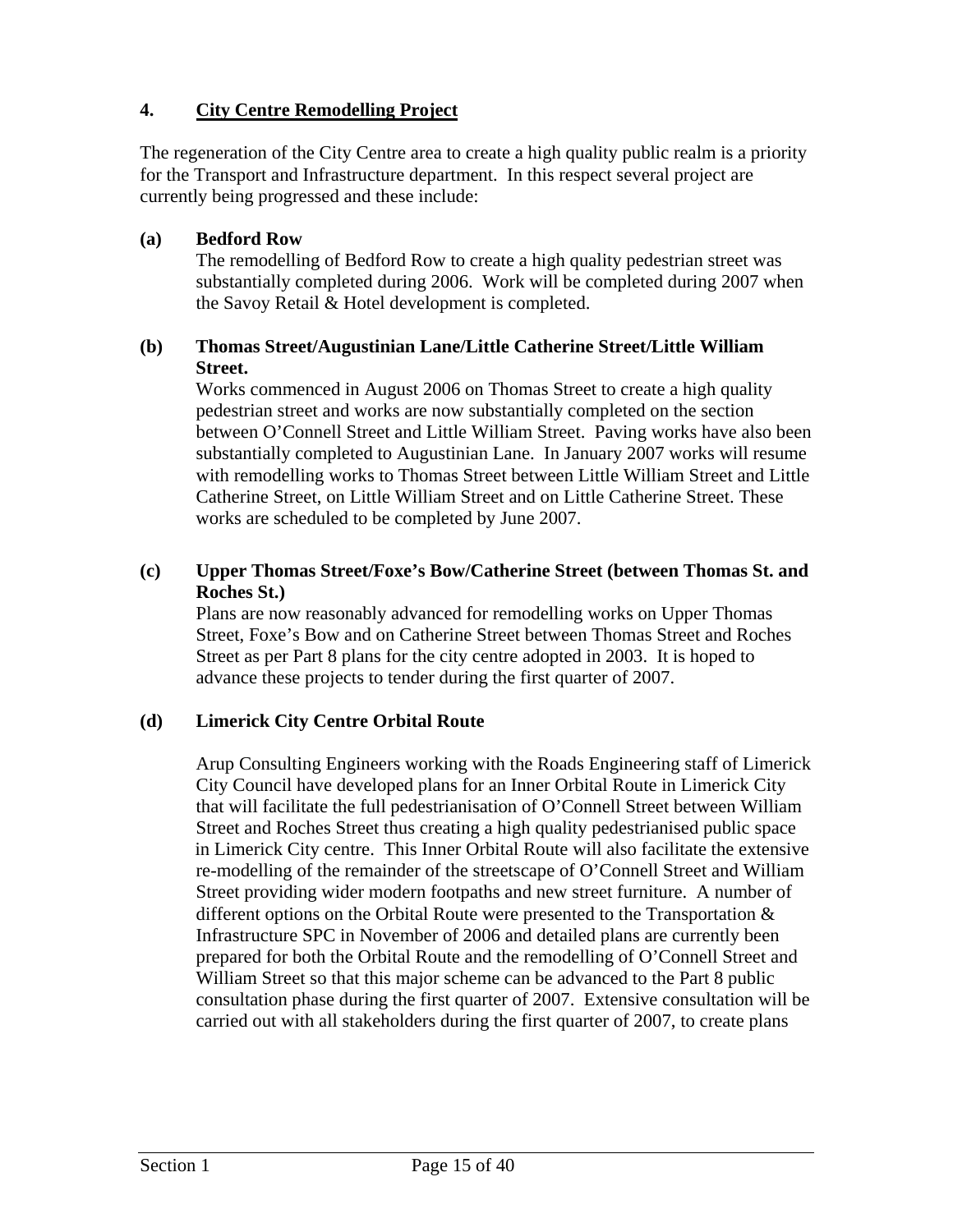## 4. City Centre Remodelling Project

The regeneration of the City Centre area to create a high quality public realm is a priority for the Transport and Infrastructure department. In this respect several project are currently being progressed and these include:

### (a) Bedford Row

The remodelling of Bedford Row to create a high quality pedestrian street was substantially completed during 2006. Work will be completed during 2007 when the Savoy Retail & Hotel development is completed.

### (b) Thomas Street/Augustinian Lane/Little Catherine Street/Little William Street.

Works commenced in August 2006 on Thomas Street to create a high quality pedestrian street and works are now substantially completed on the section between O'Connell Street and Little William Street. Paving works have also been substantially completed to Augustinian Lane. In January 2007 works will resume with remodelling works to Thomas Street between Little William Street and Little Catherine Street, on Little William Street and on Little Catherine Street. These works are scheduled to be completed by June 2007.

### (c) Upper Thomas Street/Foxe's Bow/Catherine Street (between Thomas St. and Roches St.)

Plans are now reasonably advanced for remodelling works on Upper Thomas Street, Foxe's Bow and on Catherine Street between Thomas Street and Roches Street as per Part 8 plans for the city centre adopted in 2003. It is hoped to advance these projects to tender during the first quarter of 2007.

### (d) Limerick City Centre Orbital Route

Arup Consulting Engineers working with the Roads Engineering staff of Limerick City Council have developed plans for an Inner Orbital Route in Limerick City that will facilitate the full pedestrianisation of O'Connell Street between William Street and Roches Street thus creating a high quality pedestrianised public space in Limerick City centre. This Inner Orbital Route will also facilitate the extensive re-modelling of the remainder of the streetscape of O'Connell Street and William Street providing wider modern footpaths and new street furniture. A number of different options on the Orbital Route were presented to the Transportation & Infrastructure SPC in November of 2006 and detailed plans are currently been prepared for both the Orbital Route and the remodelling of O'Connell Street and William Street so that this major scheme can be advanced to the Part 8 public consultation phase during the first quarter of 2007. Extensive consultation will be carried out with all stakeholders during the first quarter of 2007, to create plans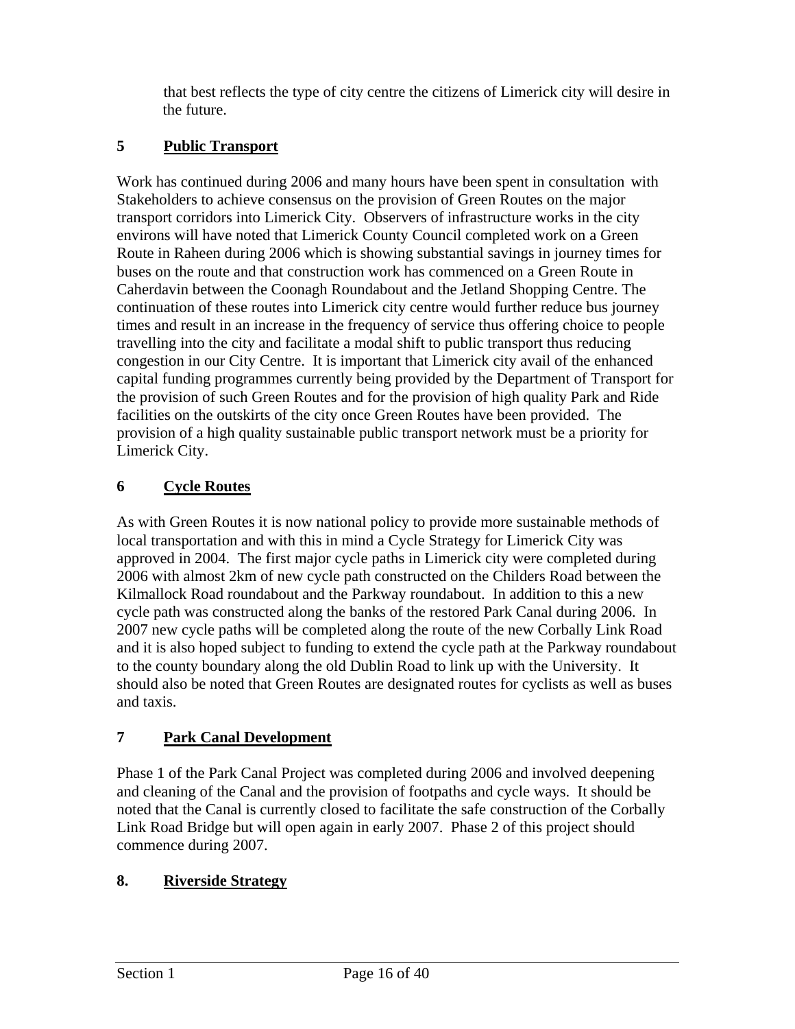that best reflects the type of city centre the citizens of Limerick city will desire in the future.

## 5 Public Transport

Work has continued during 2006 and many hours have been spent in consultation with Stakeholders to achieve consensus on the provision of Green Routes on the major transport corridors into Limerick City. Observers of infrastructure works in the city environs will have noted that Limerick County Council completed work on a Green Route in Raheen during 2006 which is showing substantial savings in journey times for buses on the route and that construction work has commenced on a Green Route in Caherdavin between the Coonagh Roundabout and the Jetland Shopping Centre. The continuation of these routes into Limerick city centre would further reduce bus journey times and result in an increase in the frequency of service thus offering choice to people travelling into the city and facilitate a modal shift to public transport thus reducing congestion in our City Centre. It is important that Limerick city avail of the enhanced capital funding programmes currently being provided by the Department of Transport for the provision of such Green Routes and for the provision of high quality Park and Ride facilities on the outskirts of the city once Green Routes have been provided. The provision of a high quality sustainable public transport network must be a priority for Limerick City.

## 6 Cycle Routes

As with Green Routes it is now national policy to provide more sustainable methods of local transportation and with this in mind a Cycle Strategy for Limerick City was approved in 2004. The first major cycle paths in Limerick city were completed during 2006 with almost 2km of new cycle path constructed on the Childers Road between the Kilmallock Road roundabout and the Parkway roundabout. In addition to this a new cycle path was constructed along the banks of the restored Park Canal during 2006. In 2007 new cycle paths will be completed along the route of the new Corbally Link Road and it is also hoped subject to funding to extend the cycle path at the Parkway roundabout to the county boundary along the old Dublin Road to link up with the University. It should also be noted that Green Routes are designated routes for cyclists as well as buses and taxis.

## 7 Park Canal Development

Phase 1 of the Park Canal Project was completed during 2006 and involved deepening and cleaning of the Canal and the provision of footpaths and cycle ways. It should be noted that the Canal is currently closed to facilitate the safe construction of the Corbally Link Road Bridge but will open again in early 2007. Phase 2 of this project should commence during 2007.

## 8. Riverside Strategy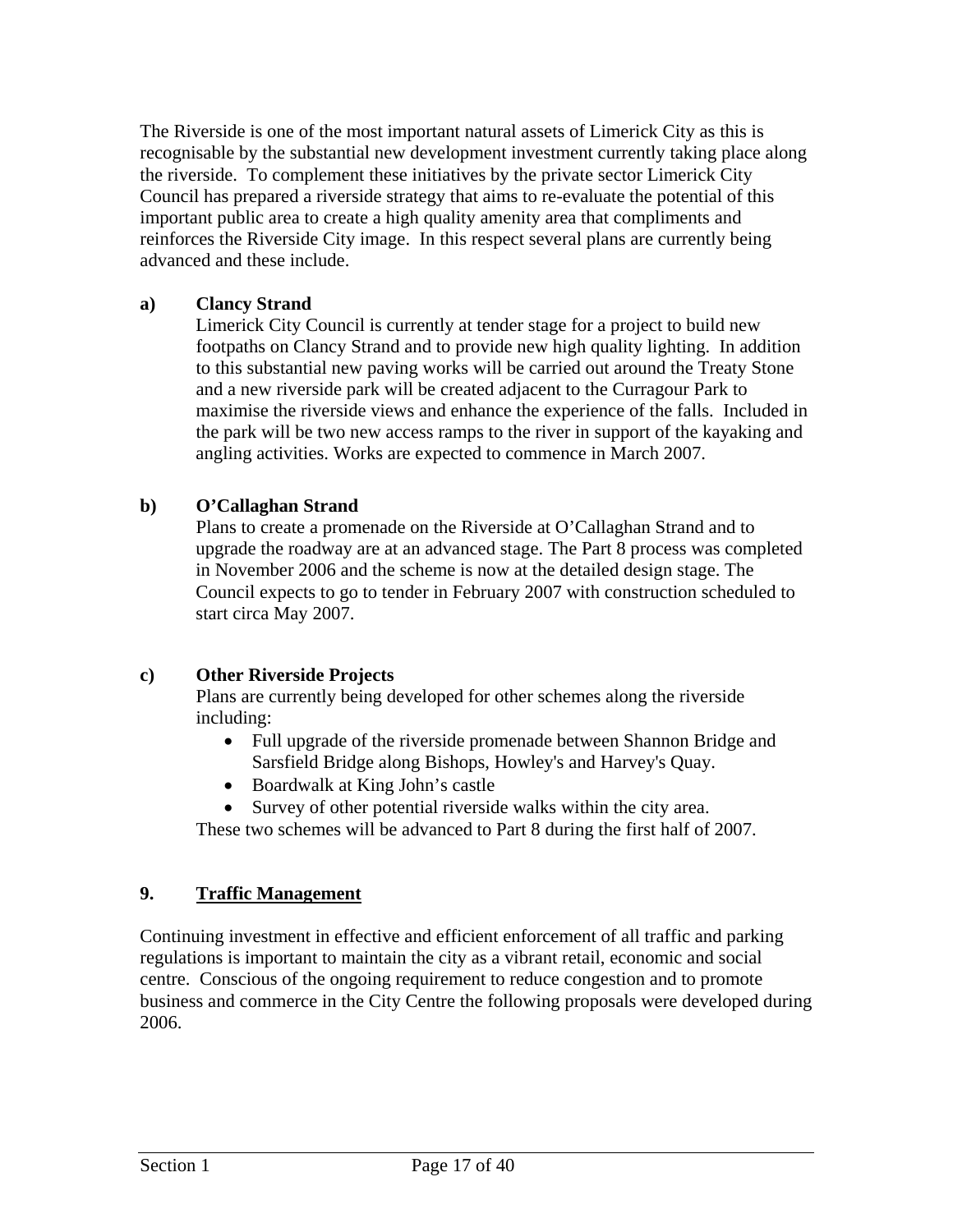The Riverside is one of the most important natural assets of Limerick City as this is recognisable by the substantial new development investment currently taking place along the riverside. To complement these initiatives by the private sector Limerick City Council has prepared a riverside strategy that aims to re-evaluate the potential of this important public area to create a high quality amenity area that compliments and reinforces the Riverside City image. In this respect several plans are currently being advanced and these include.

**a) Clancy Strand**

Limerick City Council is currently at tender stage for a project to build new footpaths on Clancy Strand and to provide new high quality lighting. In addition to this substantial new paving works will be carried out around the Treaty Stone and a new riverside park will be created adjacent to the Curragour Park to maximise the riverside views and enhance the experience of the falls. Included in the park will be two new access ramps to the river in support of the kayaking and angling activities. Works are expected to commence in March 2007.

**b) O'Callaghan Strand**

Plans to create a promenade on the Riverside at O'Callaghan Strand and to upgrade the roadway are at an advanced stage. The Part 8 process was completed in November 2006 and the scheme is now at the detailed design stage. The Council expects to go to tender in February 2007 with construction scheduled to start circa May 2007.

**c) Other Riverside Projects**

Plans are currently being developed for other schemes along the riverside including:

- Full upgrade of the riverside promenade between Shannon Bridge and Sarsfield Bridge along Bishops, Howley's and Harvey's Quay.
- Boardwalk at King John's castle
- Survey of other potential riverside walks within the city area.

These two schemes will be advanced to Part 8 during the first half of 2007.

## 9. Traffic Management

Continuing investment in effective and efficient enforcement of all traffic and parking regulations is important to maintain the city as a vibrant retail, economic and social centre. Conscious of the ongoing requirement to reduce congestion and to promote business and commerce in the City Centre the following proposals were developed during 2006.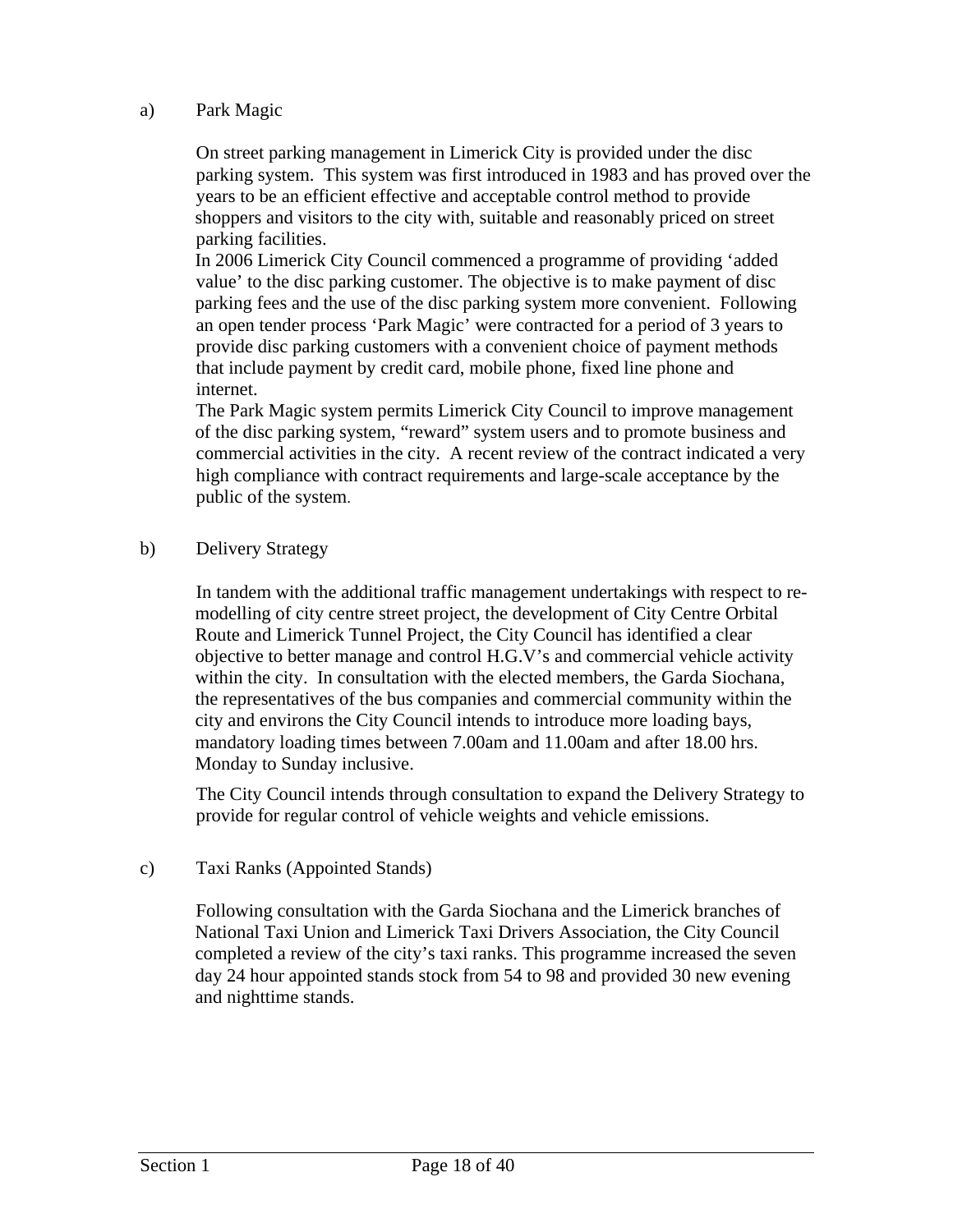a) Park Magic

On street parking management in Limerick City is provided under the disc parking system. This system was first introduced in 1983 and has proved over the years to be an efficient effective and acceptable control method to provide shoppers and visitors to the city with, suitable and reasonably priced on street parking facilities.

In 2006 Limerick City Council commenced a programme of providing 'added value' to the disc parking customer. The objective is to make payment of disc parking fees and the use of the disc parking system more convenient. Following an open tender process 'Park Magic' were contracted for a period of 3 years to provide disc parking customers with a convenient choice of payment methods that include payment by credit card, mobile phone, fixed line phone and internet.

The Park Magic system permits Limerick City Council to improve management of the disc parking system, "reward" system users and to promote business and commercial activities in the city. A recent review of the contract indicated a very high compliance with contract requirements and large-scale acceptance by the public of the system.

b) Delivery Strategy

In tandem with the additional traffic management undertakings with respect to re-modelling of city centre street project, the development of City Centre Orbital Route and Limerick Tunnel Project, the City Council has identified a clear objective to better manage and control H.G.V's and commercial vehicle activity within the city. In consultation with the elected members, the Garda Siochana, the representatives of the bus companies and commercial community within the city and environs the City Council intends to introduce more loading bays, mandatory loading times between 7.00am and 11.00am and after 18.00 hrs. Monday to Sunday inclusive.

The City Council intends through consultation to expand the Delivery Strategy to provide for regular control of vehicle weights and vehicle emissions.

c) Taxi Ranks (Appointed Stands)

Following consultation with the Garda Siochana and the Limerick branches of National Taxi Union and Limerick Taxi Drivers Association, the City Council completed a review of the city's taxi ranks. This programme increased the seven day 24 hour appointed stands stock from 54 to 98 and provided 30 new evening and nighttime stands.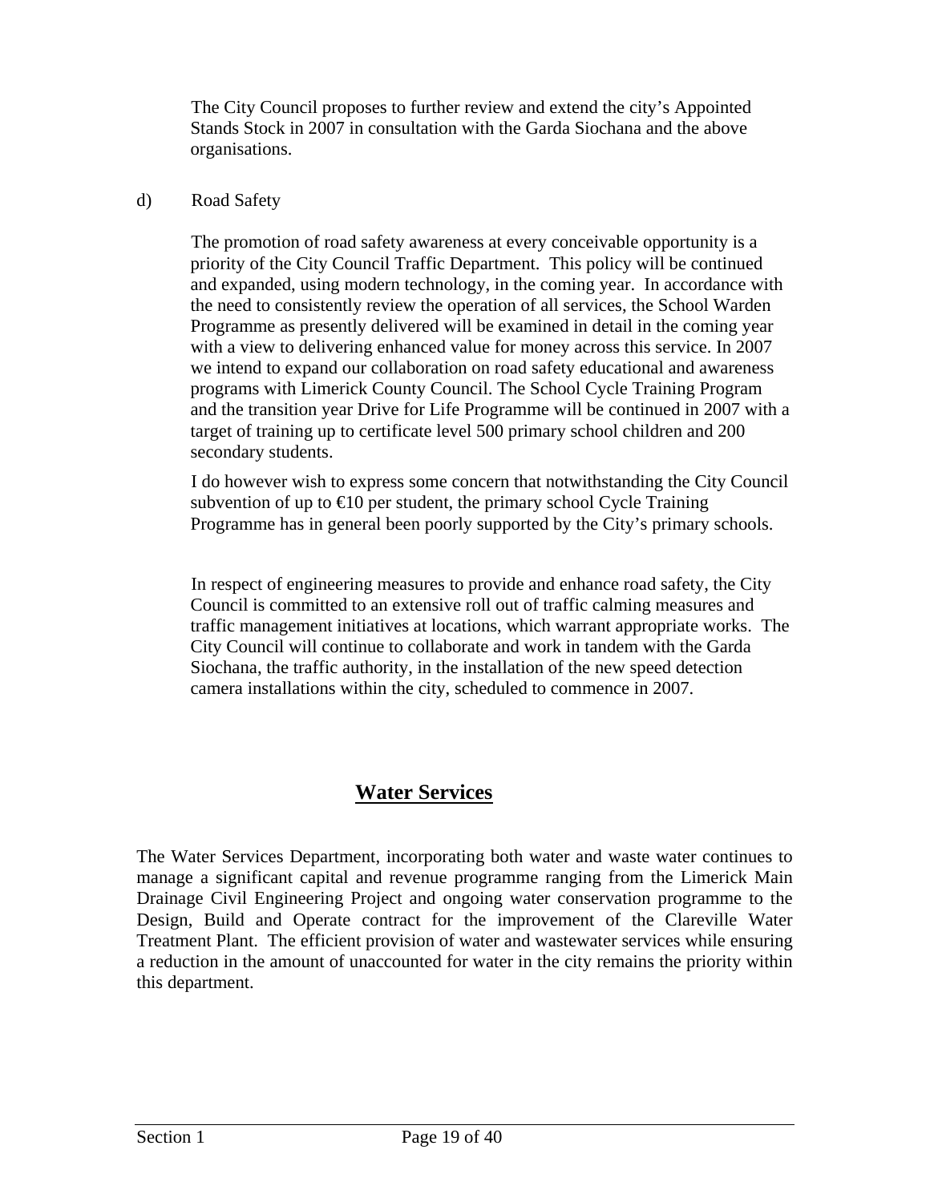The City Council proposes to further review and extend the city's Appointed Stands Stock in 2007 in consultation with the Garda Siochana and the above organisations.

d) Road Safety

The promotion of road safety awareness at every conceivable opportunity is a priority of the City Council Traffic Department. This policy will be continued and expanded, using modern technology, in the coming year. In accordance with the need to consistently review the operation of all services, the School Warden Programme as presently delivered will be examined in detail in the coming year with a view to delivering enhanced value for money across this service. In 2007 we intend to expand our collaboration on road safety educational and awareness programs with Limerick County Council. The School Cycle Training Program and the transition year Drive for Life Programme will be continued in 2007 with a target of training up to certificate level 500 primary school children and 200 secondary students.

I do however wish to express some concern that notwithstanding the City Council subvention of up to €10 per student, the primary school Cycle Training Programme has in general been poorly supported by the City's primary schools.

In respect of engineering measures to provide and enhance road safety, the City Council is committed to an extensive roll out of traffic calming measures and traffic management initiatives at locations, which warrant appropriate works. The City Council will continue to collaborate and work in tandem with the Garda Siochana, the traffic authority, in the installation of the new speed detection camera installations within the city, scheduled to commence in 2007.

## Water Services

The Water Services Department, incorporating both water and waste water continues to manage a significant capital and revenue programme ranging from the Limerick Main Drainage Civil Engineering Project and ongoing water conservation programme to the Design, Build and Operate contract for the improvement of the Clareville Water Treatment Plant. The efficient provision of water and wastewater services while ensuring a reduction in the amount of unaccounted for water in the city remains the priority within this department.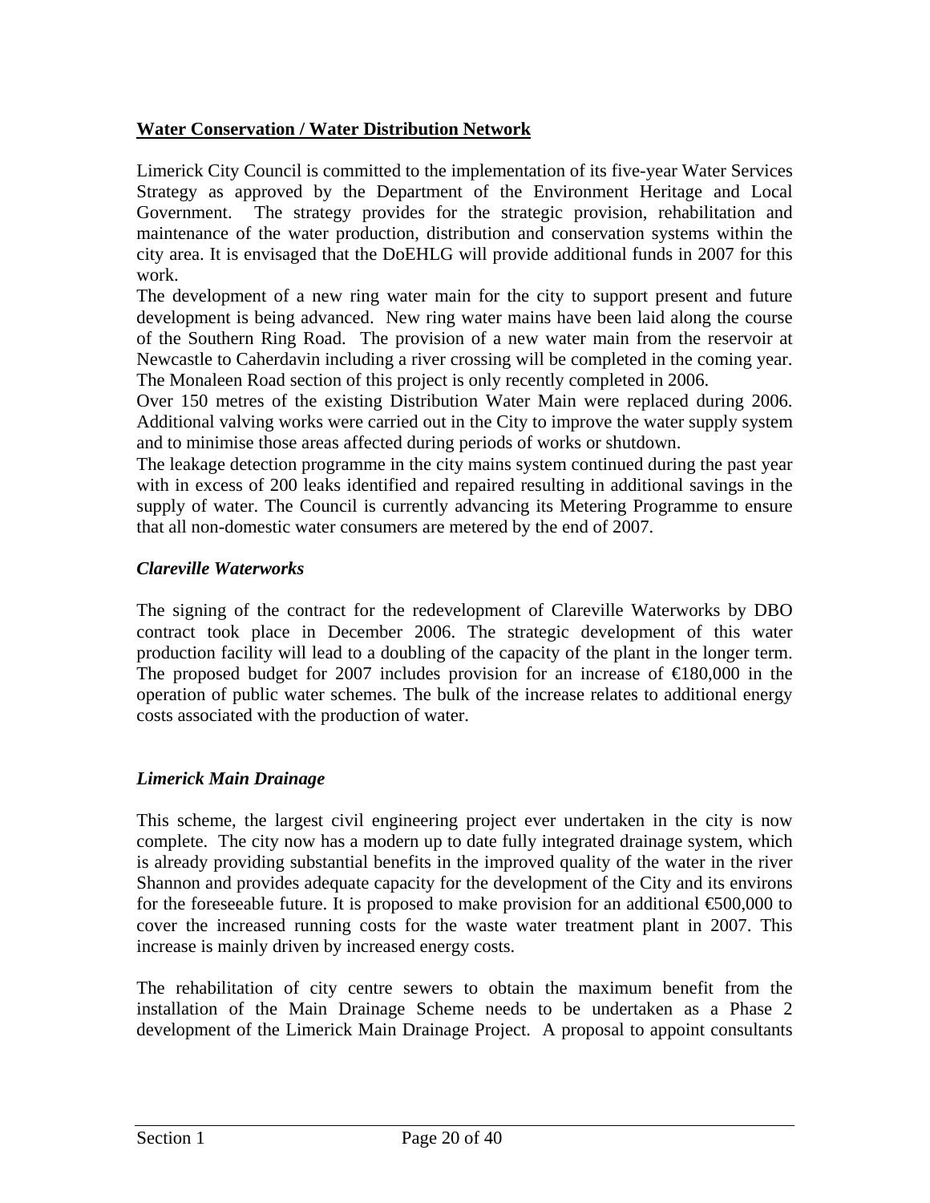**Water Conservation / Water Distribution Network**

Limerick City Council is committed to the implementation of its five-year Water Services Strategy as approved by the Department of the Environment Heritage and Local Government. The strategy provides for the strategic provision, rehabilitation and maintenance of the water production, distribution and conservation systems within the city area. It is envisaged that the DoEHLG will provide additional funds in 2007 for this work.

The development of a new ring water main for the city to support present and future development is being advanced. New ring water mains have been laid along the course of the Southern Ring Road. The provision of a new water main from the reservoir at Newcastle to Caherdavin including a river crossing will be completed in the coming year. The Monaleen Road section of this project is only recently completed in 2006.

Over 150 metres of the existing Distribution Water Main were replaced during 2006. Additional valving works were carried out in the City to improve the water supply system and to minimise those areas affected during periods of works or shutdown.

The leakage detection programme in the city mains system continued during the past year with in excess of 200 leaks identified and repaired resulting in additional savings in the supply of water. The Council is currently advancing its Metering Programme to ensure that all non-domestic water consumers are metered by the end of 2007.

*Clareville Waterworks*

The signing of the contract for the redevelopment of Clareville Waterworks by DBO contract took place in December 2006. The strategic development of this water production facility will lead to a doubling of the capacity of the plant in the longer term. The proposed budget for 2007 includes provision for an increase of €180,000 in the operation of public water schemes. The bulk of the increase relates to additional energy costs associated with the production of water.

*Limerick Main Drainage*

This scheme, the largest civil engineering project ever undertaken in the city is now complete. The city now has a modern up to date fully integrated drainage system, which is already providing substantial benefits in the improved quality of the water in the river Shannon and provides adequate capacity for the development of the City and its environs for the foreseeable future. It is proposed to make provision for an additional €500,000 to cover the increased running costs for the waste water treatment plant in 2007. This increase is mainly driven by increased energy costs.

The rehabilitation of city centre sewers to obtain the maximum benefit from the installation of the Main Drainage Scheme needs to be undertaken as a Phase 2 development of the Limerick Main Drainage Project. A proposal to appoint consultants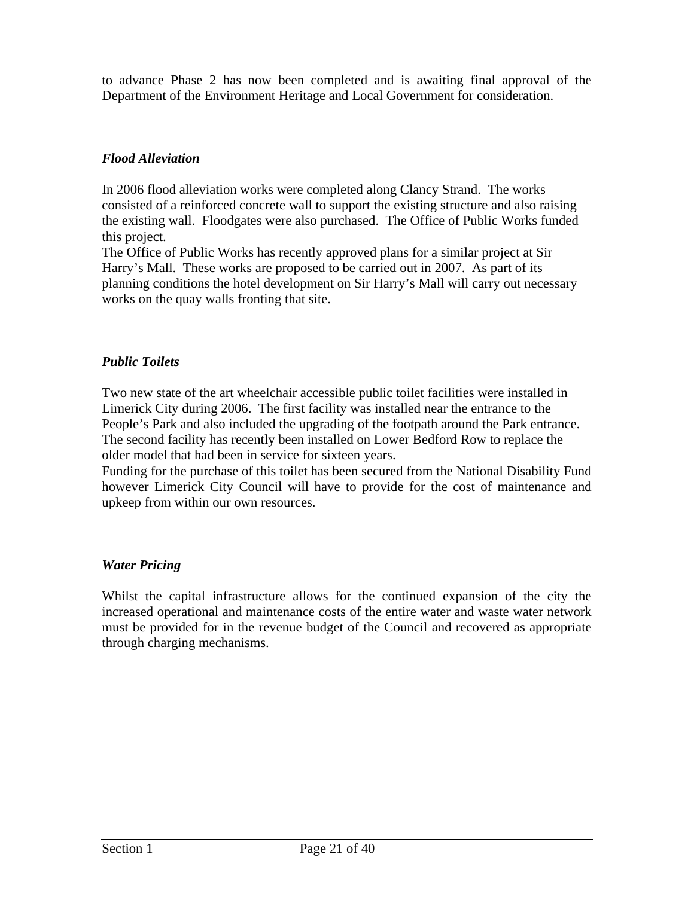to advance Phase 2 has now been completed and is awaiting final approval of the Department of the Environment Heritage and Local Government for consideration.

***Flood Alleviation***

In 2006 flood alleviation works were completed along Clancy Strand. The works consisted of a reinforced concrete wall to support the existing structure and also raising the existing wall. Floodgates were also purchased. The Office of Public Works funded this project.

The Office of Public Works has recently approved plans for a similar project at Sir Harry's Mall. These works are proposed to be carried out in 2007. As part of its planning conditions the hotel development on Sir Harry's Mall will carry out necessary works on the quay walls fronting that site.

***Public Toilets***

Two new state of the art wheelchair accessible public toilet facilities were installed in Limerick City during 2006. The first facility was installed near the entrance to the People's Park and also included the upgrading of the footpath around the Park entrance. The second facility has recently been installed on Lower Bedford Row to replace the older model that had been in service for sixteen years.

Funding for the purchase of this toilet has been secured from the National Disability Fund however Limerick City Council will have to provide for the cost of maintenance and upkeep from within our own resources.

***Water Pricing***

Whilst the capital infrastructure allows for the continued expansion of the city the increased operational and maintenance costs of the entire water and waste water network must be provided for in the revenue budget of the Council and recovered as appropriate through charging mechanisms.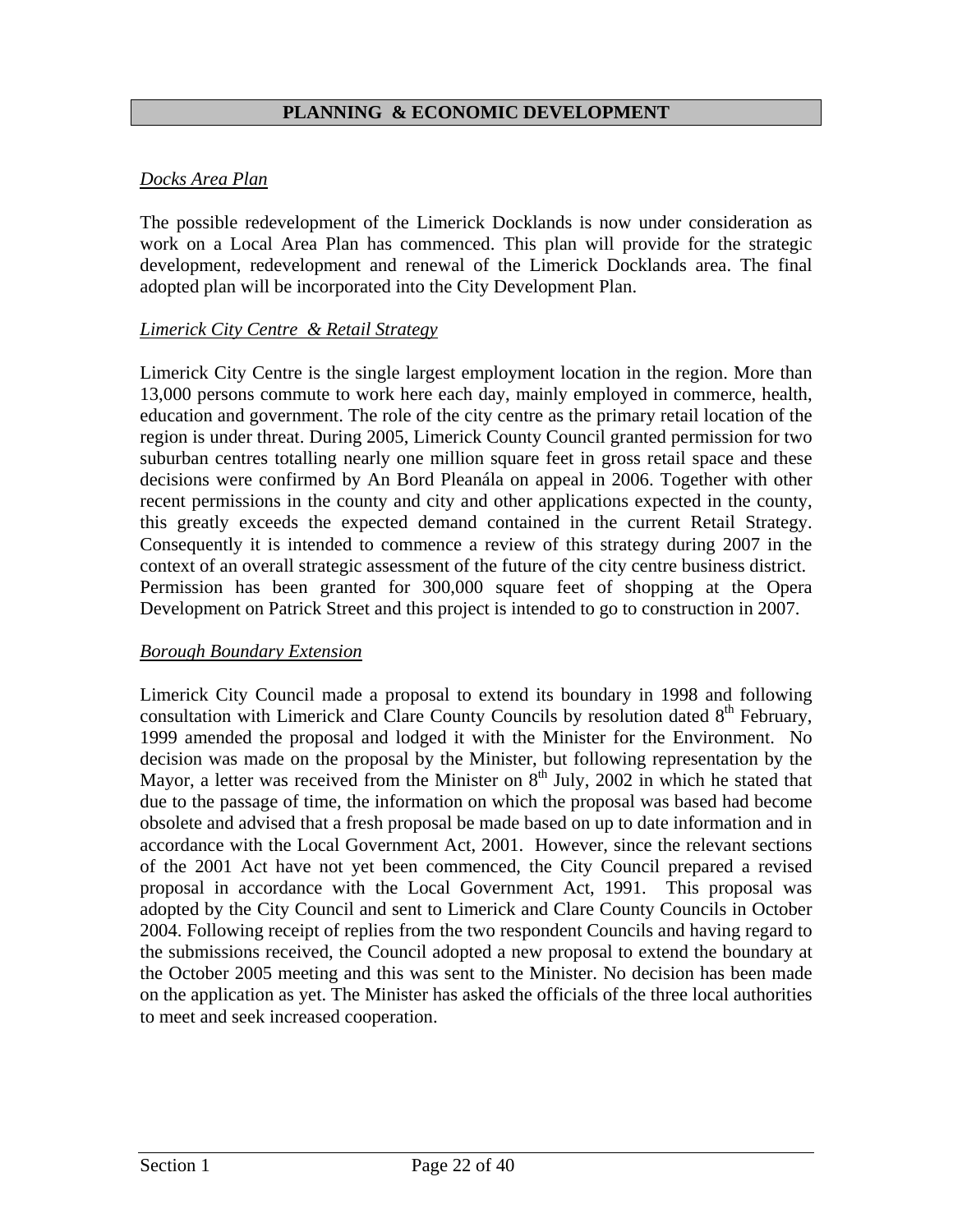## PLANNING & ECONOMIC DEVELOPMENT

### *Docks Area Plan*

The possible redevelopment of the Limerick Docklands is now under consideration as work on a Local Area Plan has commenced. This plan will provide for the strategic development, redevelopment and renewal of the Limerick Docklands area. The final adopted plan will be incorporated into the City Development Plan.

### *Limerick City Centre & Retail Strategy*

Limerick City Centre is the single largest employment location in the region. More than 13,000 persons commute to work here each day, mainly employed in commerce, health, education and government. The role of the city centre as the primary retail location of the region is under threat. During 2005, Limerick County Council granted permission for two suburban centres totalling nearly one million square feet in gross retail space and these decisions were confirmed by An Bord Pleanála on appeal in 2006. Together with other recent permissions in the county and city and other applications expected in the county, this greatly exceeds the expected demand contained in the current Retail Strategy. Consequently it is intended to commence a review of this strategy during 2007 in the context of an overall strategic assessment of the future of the city centre business district. Permission has been granted for 300,000 square feet of shopping at the Opera Development on Patrick Street and this project is intended to go to construction in 2007.

### *Borough Boundary Extension*

Limerick City Council made a proposal to extend its boundary in 1998 and following consultation with Limerick and Clare County Councils by resolution dated 8th February, 1999 amended the proposal and lodged it with the Minister for the Environment. No decision was made on the proposal by the Minister, but following representation by the Mayor, a letter was received from the Minister on 8th July, 2002 in which he stated that due to the passage of time, the information on which the proposal was based had become obsolete and advised that a fresh proposal be made based on up to date information and in accordance with the Local Government Act, 2001. However, since the relevant sections of the 2001 Act have not yet been commenced, the City Council prepared a revised proposal in accordance with the Local Government Act, 1991. This proposal was adopted by the City Council and sent to Limerick and Clare County Councils in October 2004. Following receipt of replies from the two respondent Councils and having regard to the submissions received, the Council adopted a new proposal to extend the boundary at the October 2005 meeting and this was sent to the Minister. No decision has been made on the application as yet. The Minister has asked the officials of the three local authorities to meet and seek increased cooperation.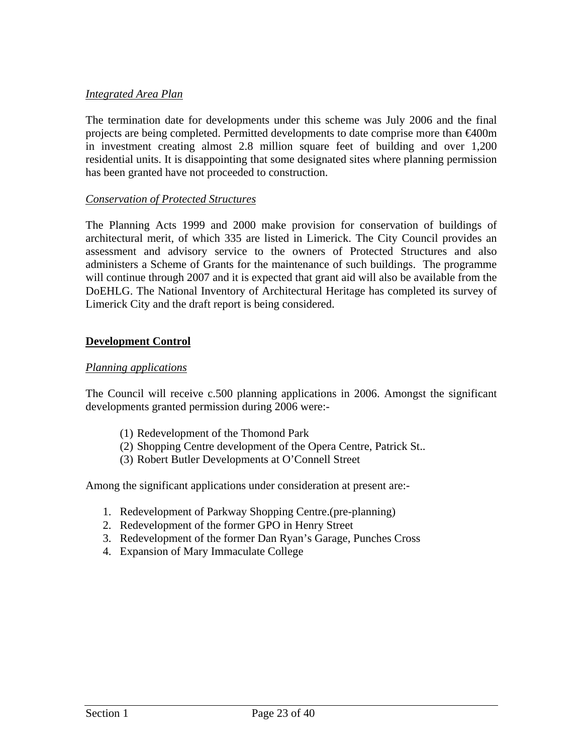*Integrated Area Plan*

The termination date for developments under this scheme was July 2006 and the final projects are being completed. Permitted developments to date comprise more than €400m in investment creating almost 2.8 million square feet of building and over 1,200 residential units. It is disappointing that some designated sites where planning permission has been granted have not proceeded to construction.

*Conservation of Protected Structures*

The Planning Acts 1999 and 2000 make provision for conservation of buildings of architectural merit, of which 335 are listed in Limerick. The City Council provides an assessment and advisory service to the owners of Protected Structures and also administers a Scheme of Grants for the maintenance of such buildings. The programme will continue through 2007 and it is expected that grant aid will also be available from the DoEHLG. The National Inventory of Architectural Heritage has completed its survey of Limerick City and the draft report is being considered.

**Development Control**

*Planning applications*

The Council will receive c.500 planning applications in 2006. Amongst the significant developments granted permission during 2006 were:-

(1) Redevelopment of the Thomond Park
(2) Shopping Centre development of the Opera Centre, Patrick St..
(3) Robert Butler Developments at O'Connell Street

Among the significant applications under consideration at present are:-

1. Redevelopment of Parkway Shopping Centre.(pre-planning)
2. Redevelopment of the former GPO in Henry Street
3. Redevelopment of the former Dan Ryan's Garage, Punches Cross
4. Expansion of Mary Immaculate College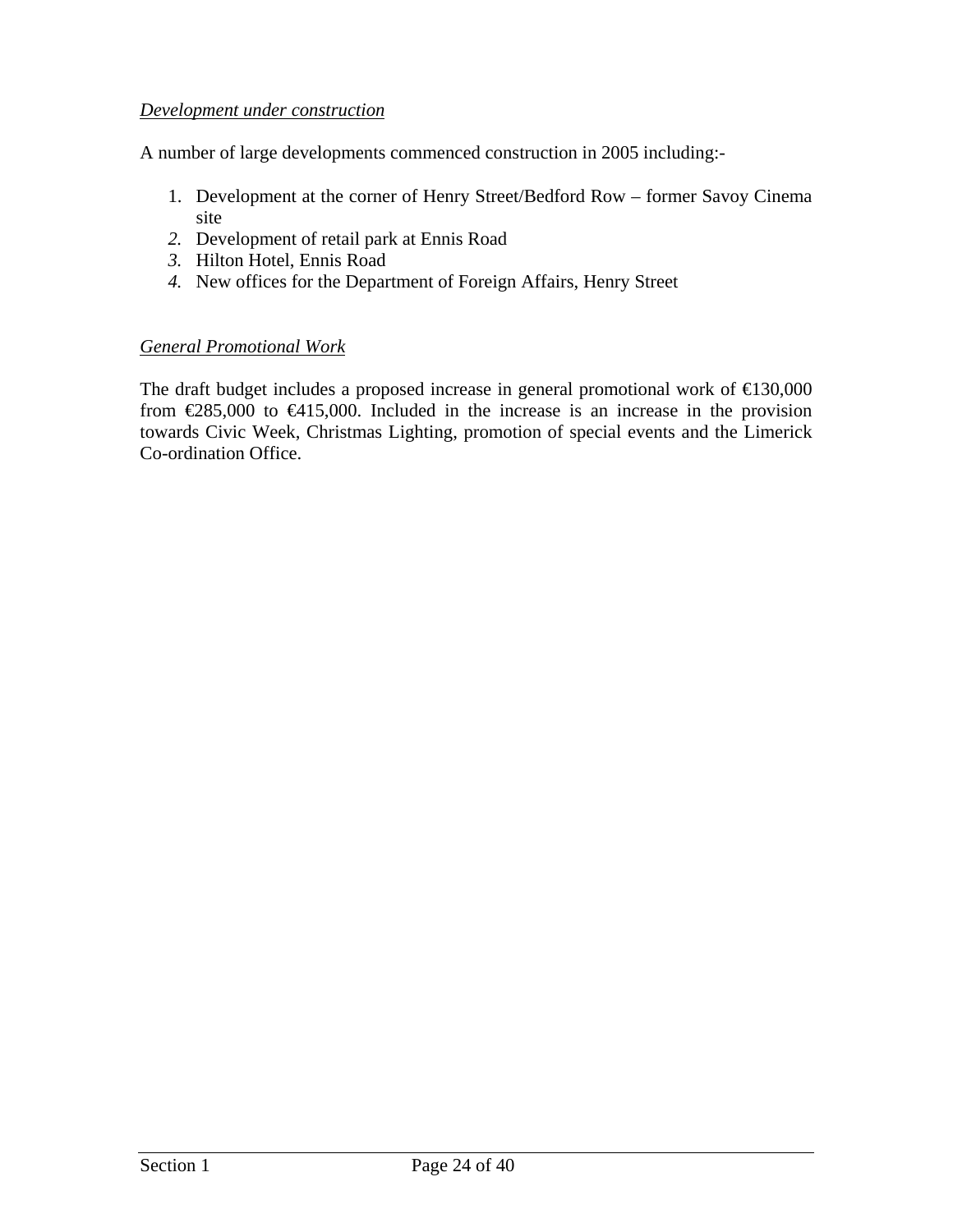*Development under construction*

A number of large developments commenced construction in 2005 including:-

1. Development at the corner of Henry Street/Bedford Row – former Savoy Cinema site
2. Development of retail park at Ennis Road
3. Hilton Hotel, Ennis Road
4. New offices for the Department of Foreign Affairs, Henry Street

*General Promotional Work*

The draft budget includes a proposed increase in general promotional work of €130,000 from €285,000 to €415,000. Included in the increase is an increase in the provision towards Civic Week, Christmas Lighting, promotion of special events and the Limerick Co-ordination Office.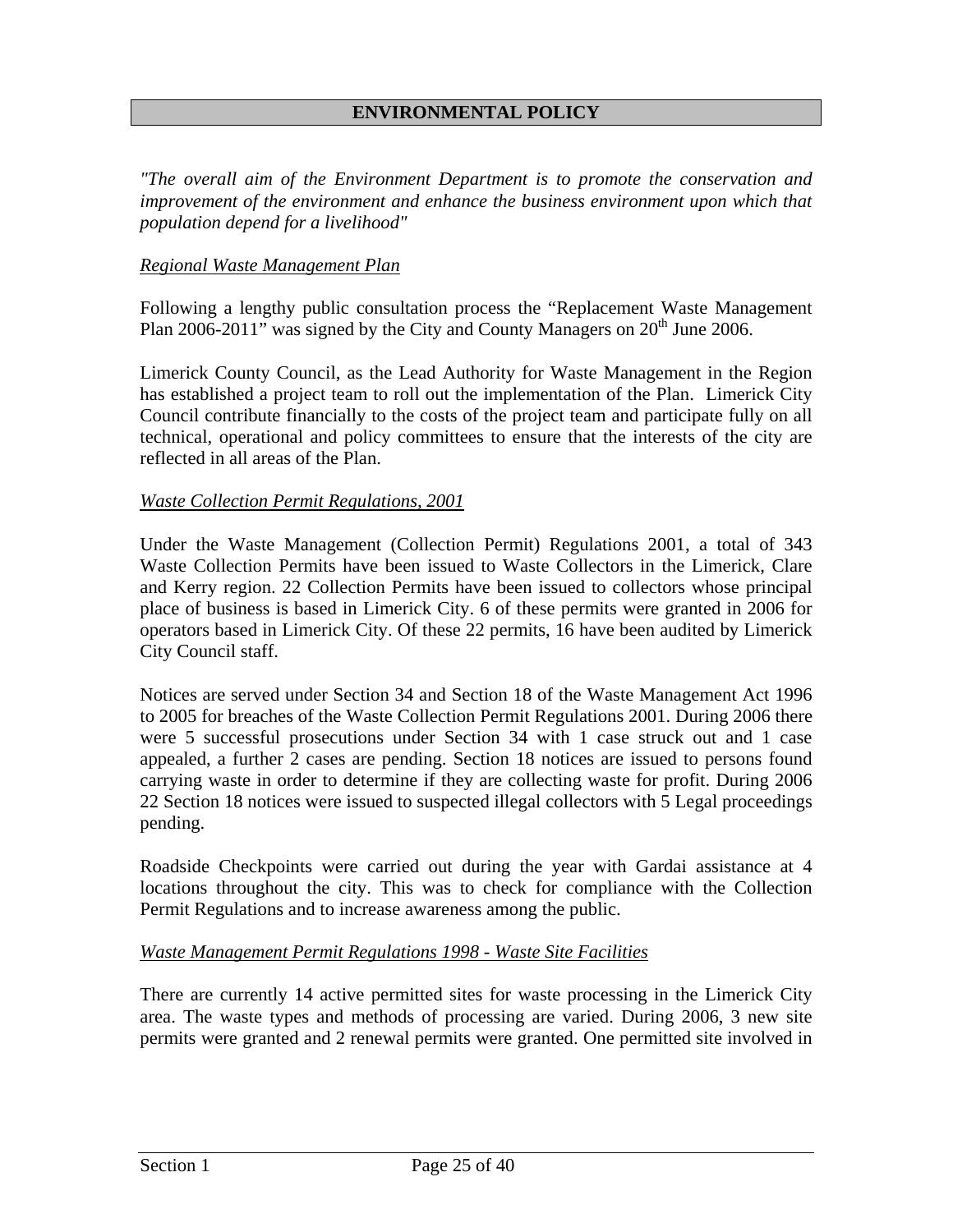## ENVIRONMENTAL POLICY

*"The overall aim of the Environment Department is to promote the conservation and improvement of the environment and enhance the business environment upon which that population depend for a livelihood"*

### *Regional Waste Management Plan*

Following a lengthy public consultation process the "Replacement Waste Management Plan 2006-2011" was signed by the City and County Managers on 20th June 2006.

Limerick County Council, as the Lead Authority for Waste Management in the Region has established a project team to roll out the implementation of the Plan. Limerick City Council contribute financially to the costs of the project team and participate fully on all technical, operational and policy committees to ensure that the interests of the city are reflected in all areas of the Plan.

### *Waste Collection Permit Regulations, 2001*

Under the Waste Management (Collection Permit) Regulations 2001, a total of 343 Waste Collection Permits have been issued to Waste Collectors in the Limerick, Clare and Kerry region. 22 Collection Permits have been issued to collectors whose principal place of business is based in Limerick City. 6 of these permits were granted in 2006 for operators based in Limerick City. Of these 22 permits, 16 have been audited by Limerick City Council staff.

Notices are served under Section 34 and Section 18 of the Waste Management Act 1996 to 2005 for breaches of the Waste Collection Permit Regulations 2001. During 2006 there were 5 successful prosecutions under Section 34 with 1 case struck out and 1 case appealed, a further 2 cases are pending. Section 18 notices are issued to persons found carrying waste in order to determine if they are collecting waste for profit. During 2006 22 Section 18 notices were issued to suspected illegal collectors with 5 Legal proceedings pending.

Roadside Checkpoints were carried out during the year with Gardai assistance at 4 locations throughout the city. This was to check for compliance with the Collection Permit Regulations and to increase awareness among the public.

### *Waste Management Permit Regulations 1998 - Waste Site Facilities*

There are currently 14 active permitted sites for waste processing in the Limerick City area. The waste types and methods of processing are varied. During 2006, 3 new site permits were granted and 2 renewal permits were granted. One permitted site involved in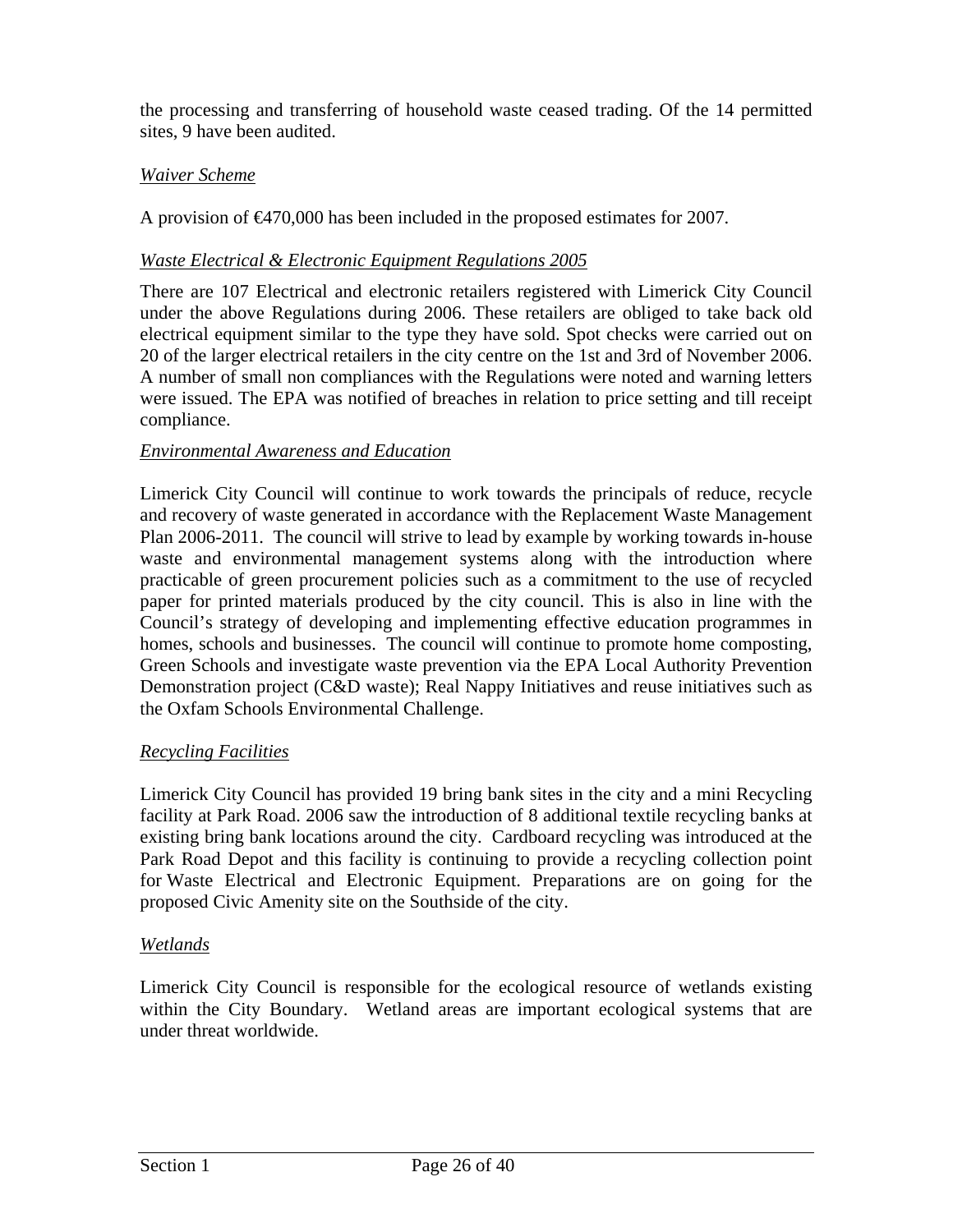the processing and transferring of household waste ceased trading. Of the 14 permitted sites, 9 have been audited.

*Waiver Scheme*

A provision of €470,000 has been included in the proposed estimates for 2007.

*Waste Electrical & Electronic Equipment Regulations 2005*

There are 107 Electrical and electronic retailers registered with Limerick City Council under the above Regulations during 2006. These retailers are obliged to take back old electrical equipment similar to the type they have sold. Spot checks were carried out on 20 of the larger electrical retailers in the city centre on the 1st and 3rd of November 2006. A number of small non compliances with the Regulations were noted and warning letters were issued. The EPA was notified of breaches in relation to price setting and till receipt compliance.

*Environmental Awareness and Education*

Limerick City Council will continue to work towards the principals of reduce, recycle and recovery of waste generated in accordance with the Replacement Waste Management Plan 2006-2011. The council will strive to lead by example by working towards in-house waste and environmental management systems along with the introduction where practicable of green procurement policies such as a commitment to the use of recycled paper for printed materials produced by the city council. This is also in line with the Council's strategy of developing and implementing effective education programmes in homes, schools and businesses. The council will continue to promote home composting, Green Schools and investigate waste prevention via the EPA Local Authority Prevention Demonstration project (C&D waste); Real Nappy Initiatives and reuse initiatives such as the Oxfam Schools Environmental Challenge.

*Recycling Facilities*

Limerick City Council has provided 19 bring bank sites in the city and a mini Recycling facility at Park Road. 2006 saw the introduction of 8 additional textile recycling banks at existing bring bank locations around the city. Cardboard recycling was introduced at the Park Road Depot and this facility is continuing to provide a recycling collection point for Waste Electrical and Electronic Equipment. Preparations are on going for the proposed Civic Amenity site on the Southside of the city.

*Wetlands*

Limerick City Council is responsible for the ecological resource of wetlands existing within the City Boundary. Wetland areas are important ecological systems that are under threat worldwide.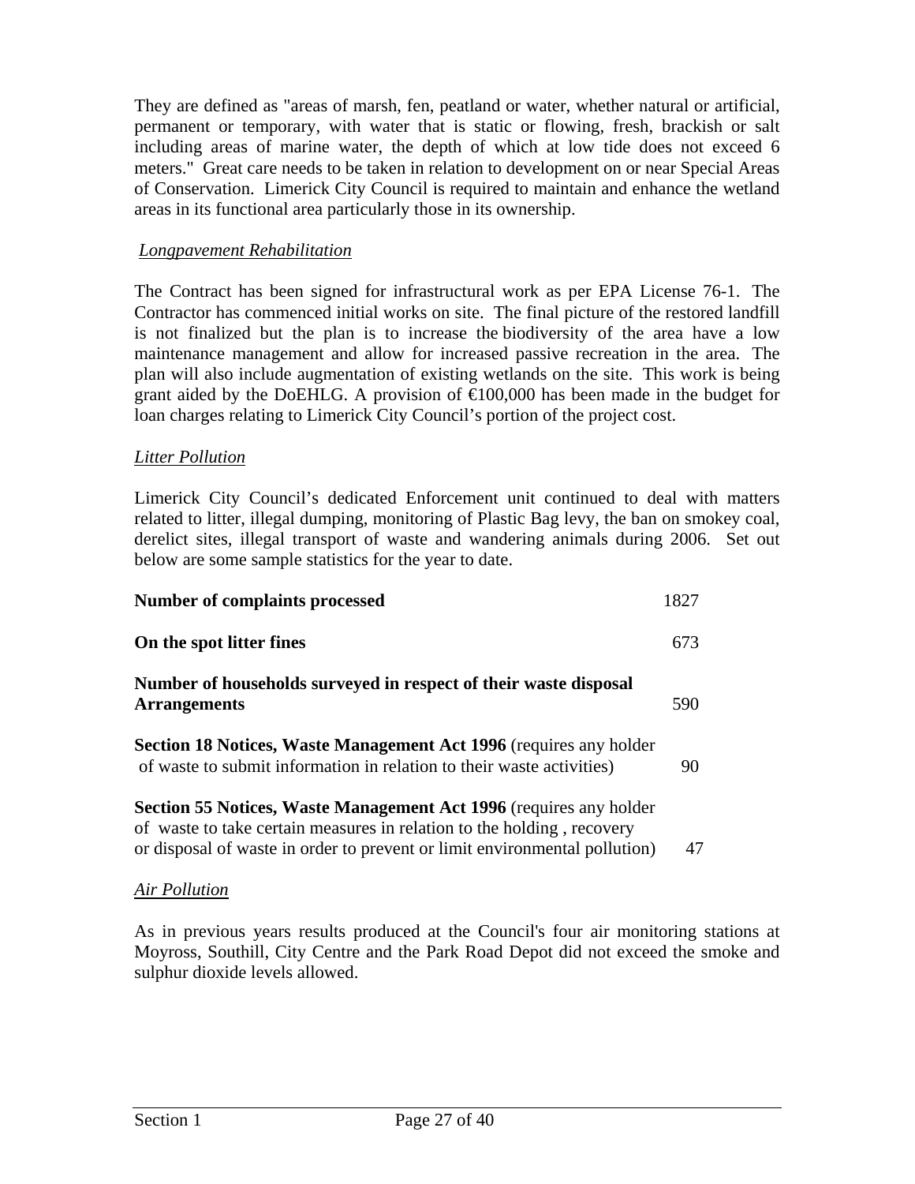They are defined as "areas of marsh, fen, peatland or water, whether natural or artificial, permanent or temporary, with water that is static or flowing, fresh, brackish or salt including areas of marine water, the depth of which at low tide does not exceed 6 meters." Great care needs to be taken in relation to development on or near Special Areas of Conservation. Limerick City Council is required to maintain and enhance the wetland areas in its functional area particularly those in its ownership.

*Longpavement Rehabilitation*

The Contract has been signed for infrastructural work as per EPA License 76-1. The Contractor has commenced initial works on site. The final picture of the restored landfill is not finalized but the plan is to increase the biodiversity of the area have a low maintenance management and allow for increased passive recreation in the area. The plan will also include augmentation of existing wetlands on the site. This work is being grant aided by the DoEHLG. A provision of €100,000 has been made in the budget for loan charges relating to Limerick City Council's portion of the project cost.

*Litter Pollution*

Limerick City Council's dedicated Enforcement unit continued to deal with matters related to litter, illegal dumping, monitoring of Plastic Bag levy, the ban on smokey coal, derelict sites, illegal transport of waste and wandering animals during 2006. Set out below are some sample statistics for the year to date.

| | |
|---|---|
| **Number of complaints processed** | 1827 |
| **On the spot litter fines** | 673 |
| **Number of households surveyed in respect of their waste disposal Arrangements** | 590 |
| **Section 18 Notices, Waste Management Act 1996** (requires any holder of waste to submit information in relation to their waste activities) | 90 |
| **Section 55 Notices, Waste Management Act 1996** (requires any holder of waste to take certain measures in relation to the holding , recovery or disposal of waste in order to prevent or limit environmental pollution) | 47 |

*Air Pollution*

As in previous years results produced at the Council's four air monitoring stations at Moyross, Southill, City Centre and the Park Road Depot did not exceed the smoke and sulphur dioxide levels allowed.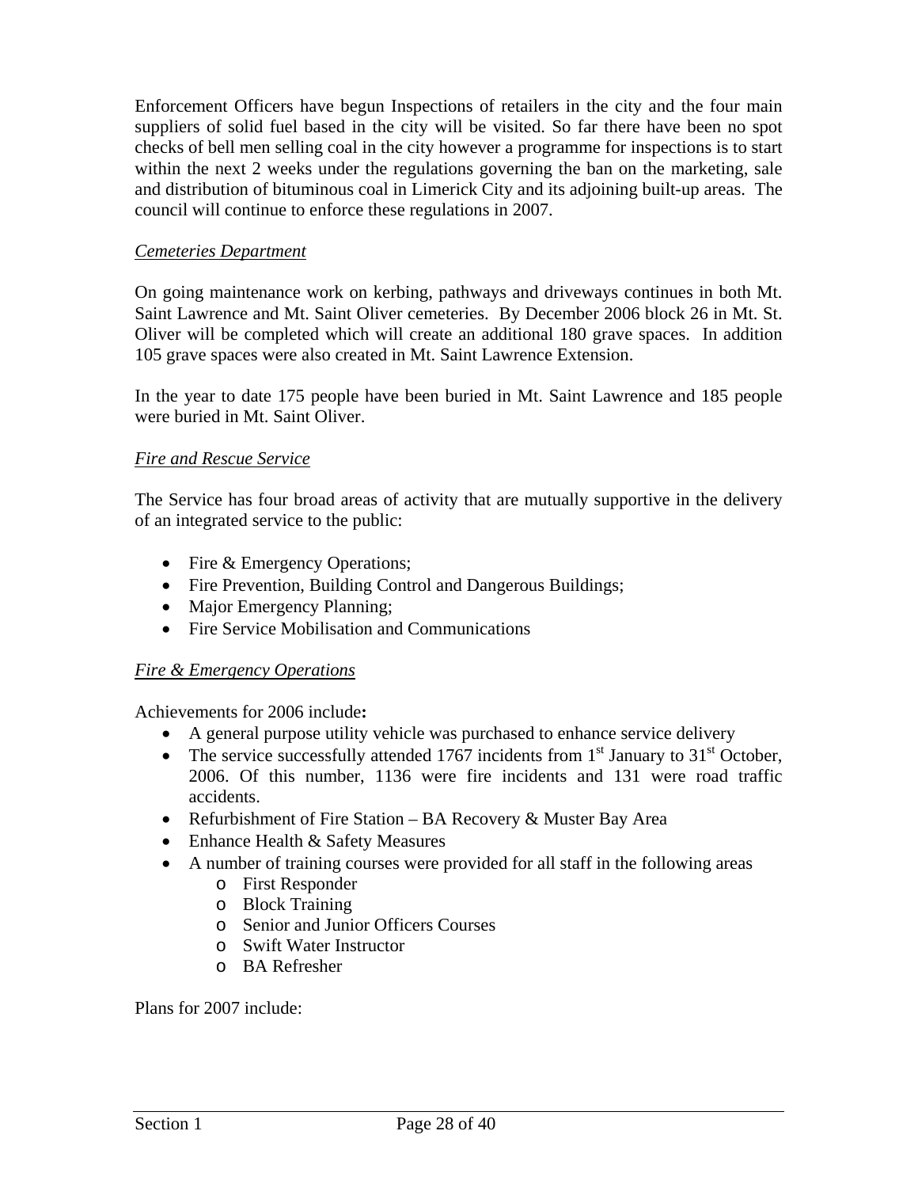Enforcement Officers have begun Inspections of retailers in the city and the four main suppliers of solid fuel based in the city will be visited. So far there have been no spot checks of bell men selling coal in the city however a programme for inspections is to start within the next 2 weeks under the regulations governing the ban on the marketing, sale and distribution of bituminous coal in Limerick City and its adjoining built-up areas. The council will continue to enforce these regulations in 2007.

*Cemeteries Department*

On going maintenance work on kerbing, pathways and driveways continues in both Mt. Saint Lawrence and Mt. Saint Oliver cemeteries. By December 2006 block 26 in Mt. St. Oliver will be completed which will create an additional 180 grave spaces. In addition 105 grave spaces were also created in Mt. Saint Lawrence Extension.

In the year to date 175 people have been buried in Mt. Saint Lawrence and 185 people were buried in Mt. Saint Oliver.

*Fire and Rescue Service*

The Service has four broad areas of activity that are mutually supportive in the delivery of an integrated service to the public:

- Fire & Emergency Operations;
- Fire Prevention, Building Control and Dangerous Buildings;
- Major Emergency Planning;
- Fire Service Mobilisation and Communications

*Fire & Emergency Operations*

Achievements for 2006 include**:**

- A general purpose utility vehicle was purchased to enhance service delivery
- The service successfully attended 1767 incidents from 1st January to 31st October, 2006. Of this number, 1136 were fire incidents and 131 were road traffic accidents.
- Refurbishment of Fire Station – BA Recovery & Muster Bay Area
- Enhance Health & Safety Measures
- A number of training courses were provided for all staff in the following areas
    - First Responder
    - Block Training
    - Senior and Junior Officers Courses
    - Swift Water Instructor
    - BA Refresher

Plans for 2007 include: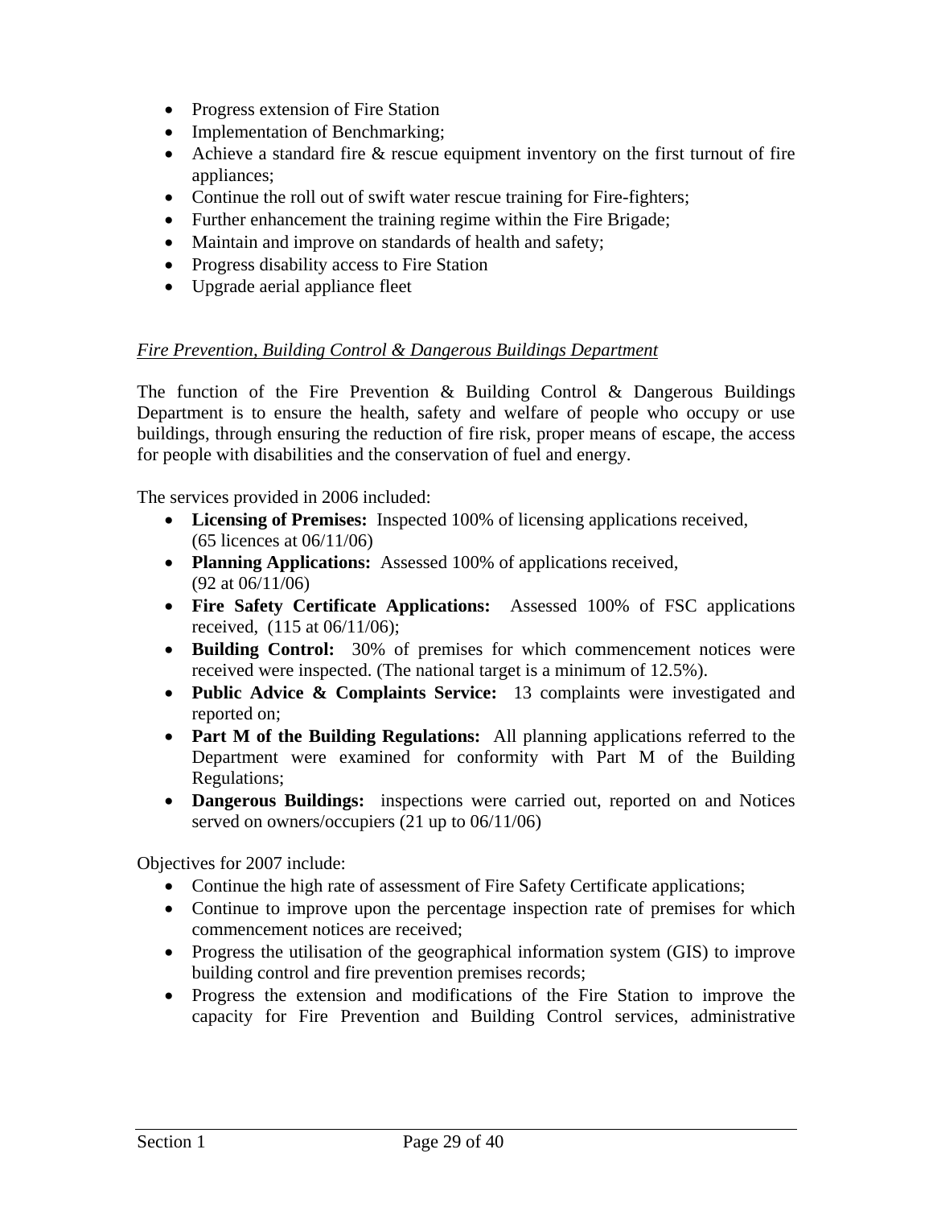- Progress extension of Fire Station
- Implementation of Benchmarking;
- Achieve a standard fire & rescue equipment inventory on the first turnout of fire appliances;
- Continue the roll out of swift water rescue training for Fire-fighters;
- Further enhancement the training regime within the Fire Brigade;
- Maintain and improve on standards of health and safety;
- Progress disability access to Fire Station
- Upgrade aerial appliance fleet

*Fire Prevention, Building Control & Dangerous Buildings Department*

The function of the Fire Prevention & Building Control & Dangerous Buildings Department is to ensure the health, safety and welfare of people who occupy or use buildings, through ensuring the reduction of fire risk, proper means of escape, the access for people with disabilities and the conservation of fuel and energy.

The services provided in 2006 included:

- **Licensing of Premises:** Inspected 100% of licensing applications received, (65 licences at 06/11/06)
- **Planning Applications:** Assessed 100% of applications received, (92 at 06/11/06)
- **Fire Safety Certificate Applications:** Assessed 100% of FSC applications received, (115 at 06/11/06);
- **Building Control:** 30% of premises for which commencement notices were received were inspected. (The national target is a minimum of 12.5%).
- **Public Advice & Complaints Service:** 13 complaints were investigated and reported on;
- **Part M of the Building Regulations:** All planning applications referred to the Department were examined for conformity with Part M of the Building Regulations;
- **Dangerous Buildings:** inspections were carried out, reported on and Notices served on owners/occupiers (21 up to 06/11/06)

Objectives for 2007 include:

- Continue the high rate of assessment of Fire Safety Certificate applications;
- Continue to improve upon the percentage inspection rate of premises for which commencement notices are received;
- Progress the utilisation of the geographical information system (GIS) to improve building control and fire prevention premises records;
- Progress the extension and modifications of the Fire Station to improve the capacity for Fire Prevention and Building Control services, administrative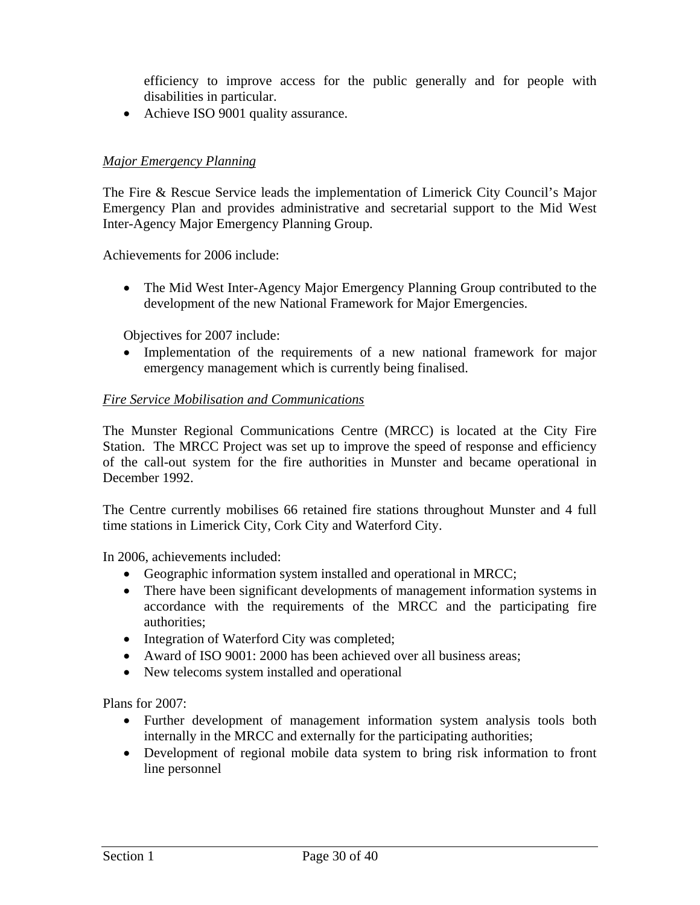efficiency to improve access for the public generally and for people with disabilities in particular.
- Achieve ISO 9001 quality assurance.

*Major Emergency Planning*

The Fire & Rescue Service leads the implementation of Limerick City Council's Major Emergency Plan and provides administrative and secretarial support to the Mid West Inter-Agency Major Emergency Planning Group.

Achievements for 2006 include:

- The Mid West Inter-Agency Major Emergency Planning Group contributed to the development of the new National Framework for Major Emergencies.

Objectives for 2007 include:

- Implementation of the requirements of a new national framework for major emergency management which is currently being finalised.

*Fire Service Mobilisation and Communications*

The Munster Regional Communications Centre (MRCC) is located at the City Fire Station. The MRCC Project was set up to improve the speed of response and efficiency of the call-out system for the fire authorities in Munster and became operational in December 1992.

The Centre currently mobilises 66 retained fire stations throughout Munster and 4 full time stations in Limerick City, Cork City and Waterford City.

In 2006, achievements included:

- Geographic information system installed and operational in MRCC;
- There have been significant developments of management information systems in accordance with the requirements of the MRCC and the participating fire authorities;
- Integration of Waterford City was completed;
- Award of ISO 9001: 2000 has been achieved over all business areas;
- New telecoms system installed and operational

Plans for 2007:

- Further development of management information system analysis tools both internally in the MRCC and externally for the participating authorities;
- Development of regional mobile data system to bring risk information to front line personnel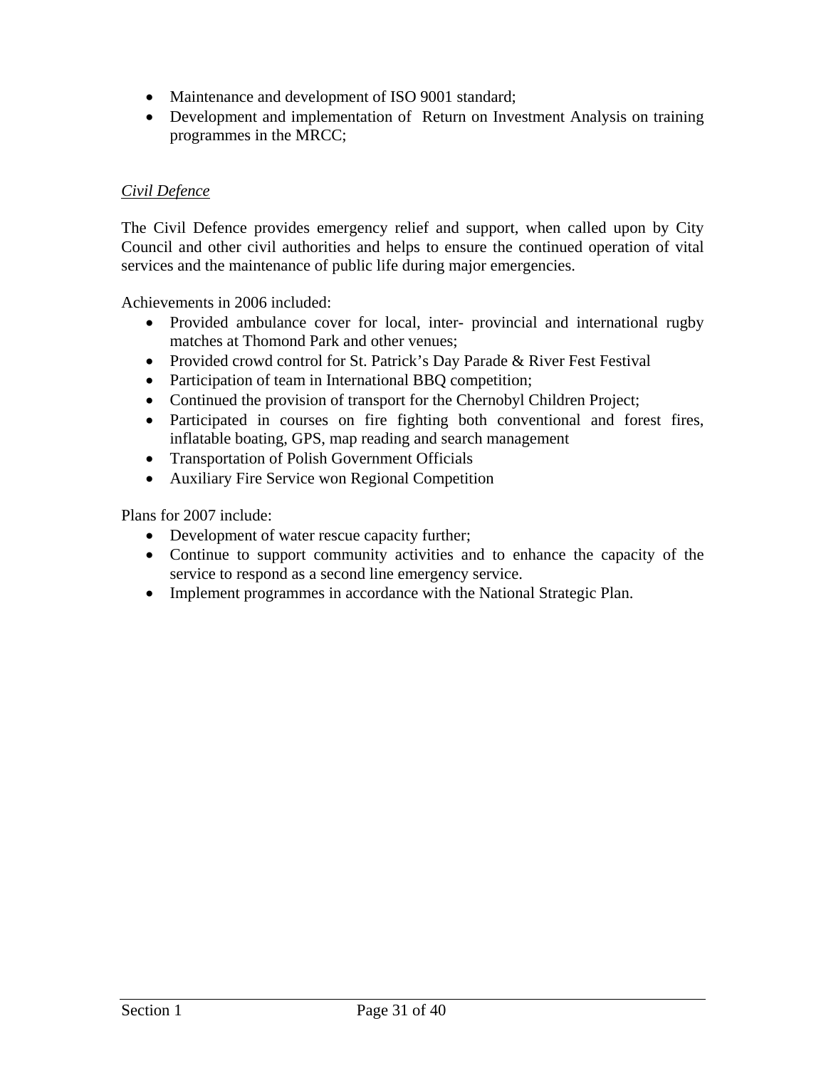- Maintenance and development of ISO 9001 standard;
- Development and implementation of Return on Investment Analysis on training programmes in the MRCC;

*Civil Defence*

The Civil Defence provides emergency relief and support, when called upon by City Council and other civil authorities and helps to ensure the continued operation of vital services and the maintenance of public life during major emergencies.

Achievements in 2006 included:

- Provided ambulance cover for local, inter- provincial and international rugby matches at Thomond Park and other venues;
- Provided crowd control for St. Patrick's Day Parade & River Fest Festival
- Participation of team in International BBQ competition;
- Continued the provision of transport for the Chernobyl Children Project;
- Participated in courses on fire fighting both conventional and forest fires, inflatable boating, GPS, map reading and search management
- Transportation of Polish Government Officials
- Auxiliary Fire Service won Regional Competition

Plans for 2007 include:

- Development of water rescue capacity further;
- Continue to support community activities and to enhance the capacity of the service to respond as a second line emergency service.
- Implement programmes in accordance with the National Strategic Plan.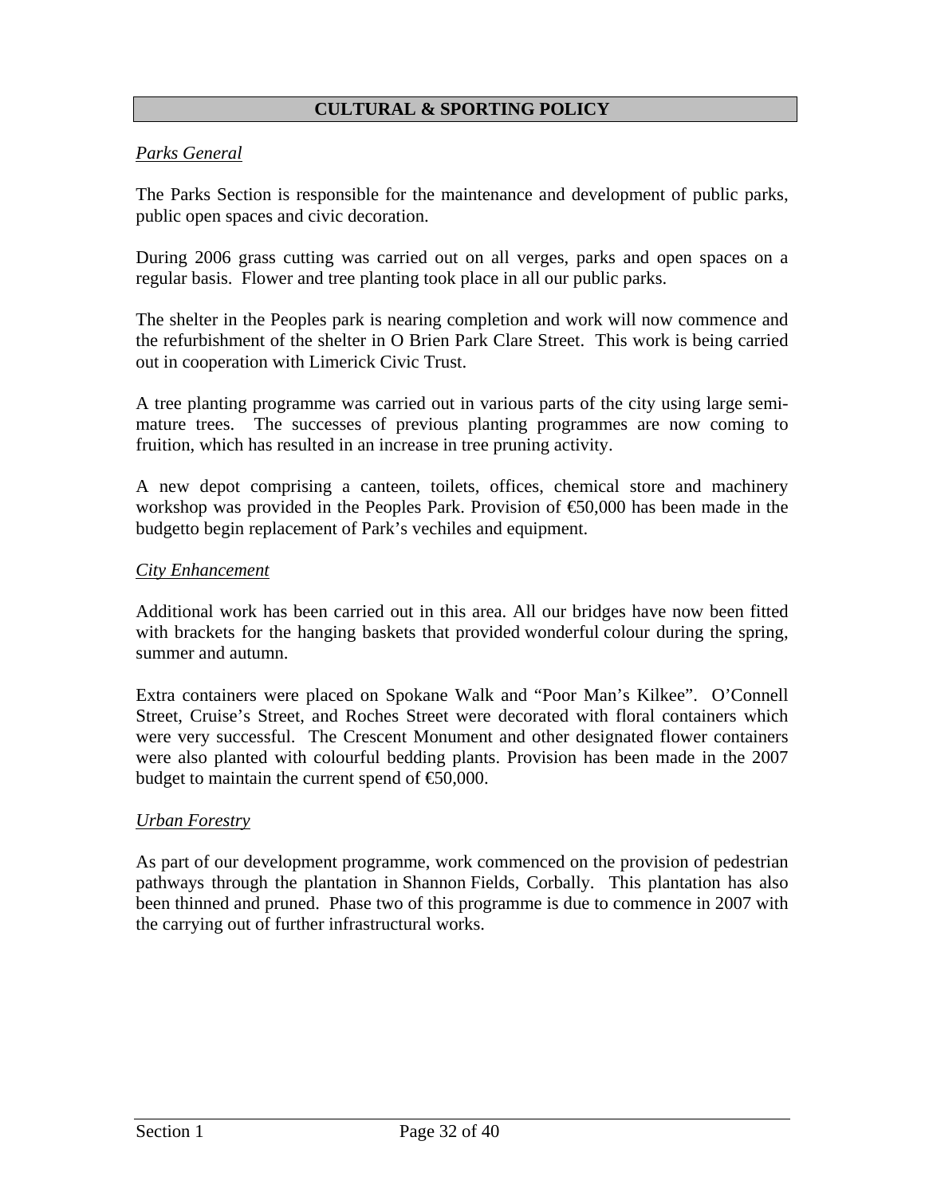## CULTURAL & SPORTING POLICY

*Parks General*

The Parks Section is responsible for the maintenance and development of public parks, public open spaces and civic decoration.

During 2006 grass cutting was carried out on all verges, parks and open spaces on a regular basis. Flower and tree planting took place in all our public parks.

The shelter in the Peoples park is nearing completion and work will now commence and the refurbishment of the shelter in O Brien Park Clare Street. This work is being carried out in cooperation with Limerick Civic Trust.

A tree planting programme was carried out in various parts of the city using large semi-mature trees. The successes of previous planting programmes are now coming to fruition, which has resulted in an increase in tree pruning activity.

A new depot comprising a canteen, toilets, offices, chemical store and machinery workshop was provided in the Peoples Park. Provision of €50,000 has been made in the budgetto begin replacement of Park's vechiles and equipment.

*City Enhancement*

Additional work has been carried out in this area. All our bridges have now been fitted with brackets for the hanging baskets that provided wonderful colour during the spring, summer and autumn.

Extra containers were placed on Spokane Walk and "Poor Man's Kilkee". O'Connell Street, Cruise's Street, and Roches Street were decorated with floral containers which were very successful. The Crescent Monument and other designated flower containers were also planted with colourful bedding plants. Provision has been made in the 2007 budget to maintain the current spend of €50,000.

*Urban Forestry*

As part of our development programme, work commenced on the provision of pedestrian pathways through the plantation in Shannon Fields, Corbally. This plantation has also been thinned and pruned. Phase two of this programme is due to commence in 2007 with the carrying out of further infrastructural works.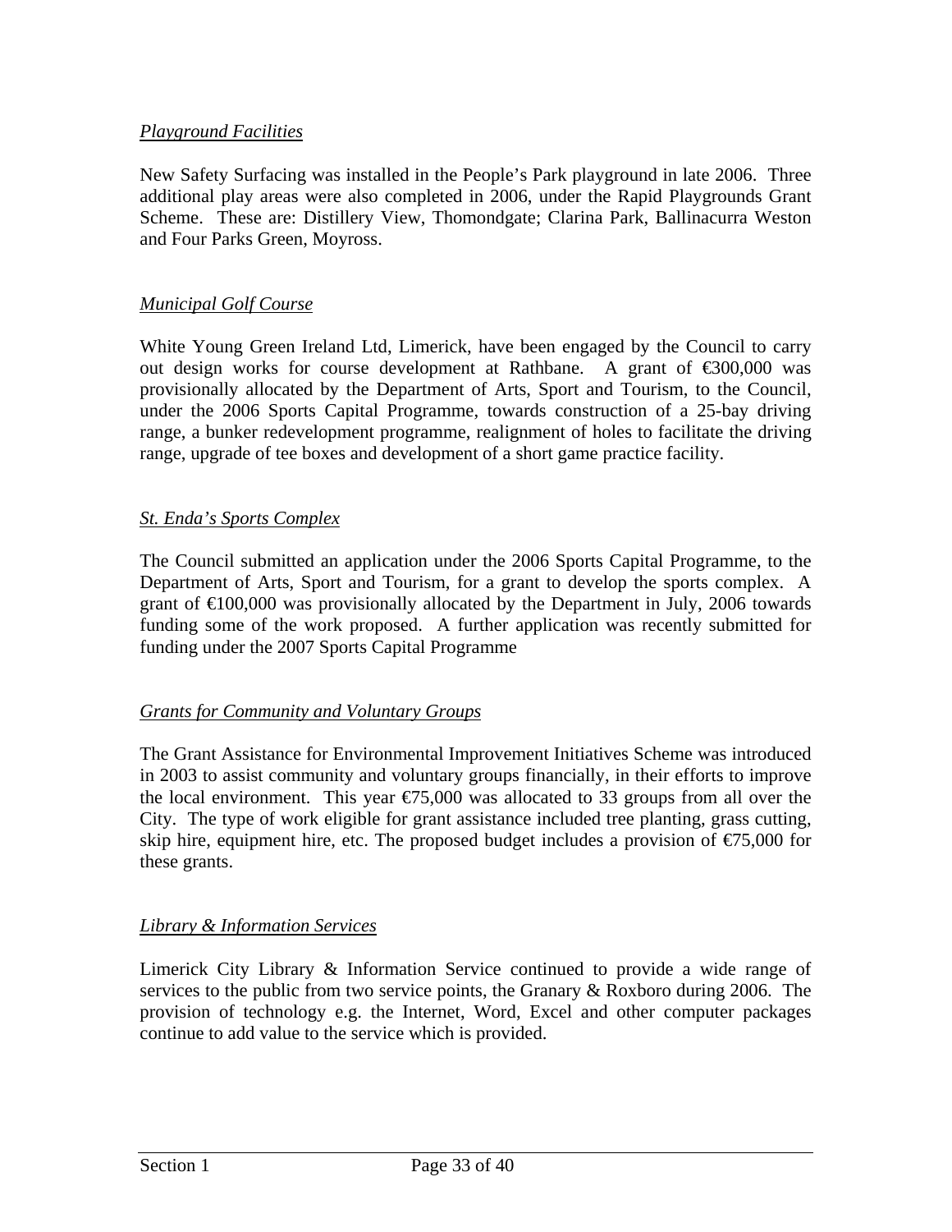*Playground Facilities*

New Safety Surfacing was installed in the People's Park playground in late 2006. Three additional play areas were also completed in 2006, under the Rapid Playgrounds Grant Scheme. These are: Distillery View, Thomondgate; Clarina Park, Ballinacurra Weston and Four Parks Green, Moyross.

*Municipal Golf Course*

White Young Green Ireland Ltd, Limerick, have been engaged by the Council to carry out design works for course development at Rathbane. A grant of €300,000 was provisionally allocated by the Department of Arts, Sport and Tourism, to the Council, under the 2006 Sports Capital Programme, towards construction of a 25-bay driving range, a bunker redevelopment programme, realignment of holes to facilitate the driving range, upgrade of tee boxes and development of a short game practice facility.

*St. Enda's Sports Complex*

The Council submitted an application under the 2006 Sports Capital Programme, to the Department of Arts, Sport and Tourism, for a grant to develop the sports complex. A grant of €100,000 was provisionally allocated by the Department in July, 2006 towards funding some of the work proposed. A further application was recently submitted for funding under the 2007 Sports Capital Programme

*Grants for Community and Voluntary Groups*

The Grant Assistance for Environmental Improvement Initiatives Scheme was introduced in 2003 to assist community and voluntary groups financially, in their efforts to improve the local environment. This year €75,000 was allocated to 33 groups from all over the City. The type of work eligible for grant assistance included tree planting, grass cutting, skip hire, equipment hire, etc. The proposed budget includes a provision of €75,000 for these grants.

*Library & Information Services*

Limerick City Library & Information Service continued to provide a wide range of services to the public from two service points, the Granary & Roxboro during 2006. The provision of technology e.g. the Internet, Word, Excel and other computer packages continue to add value to the service which is provided.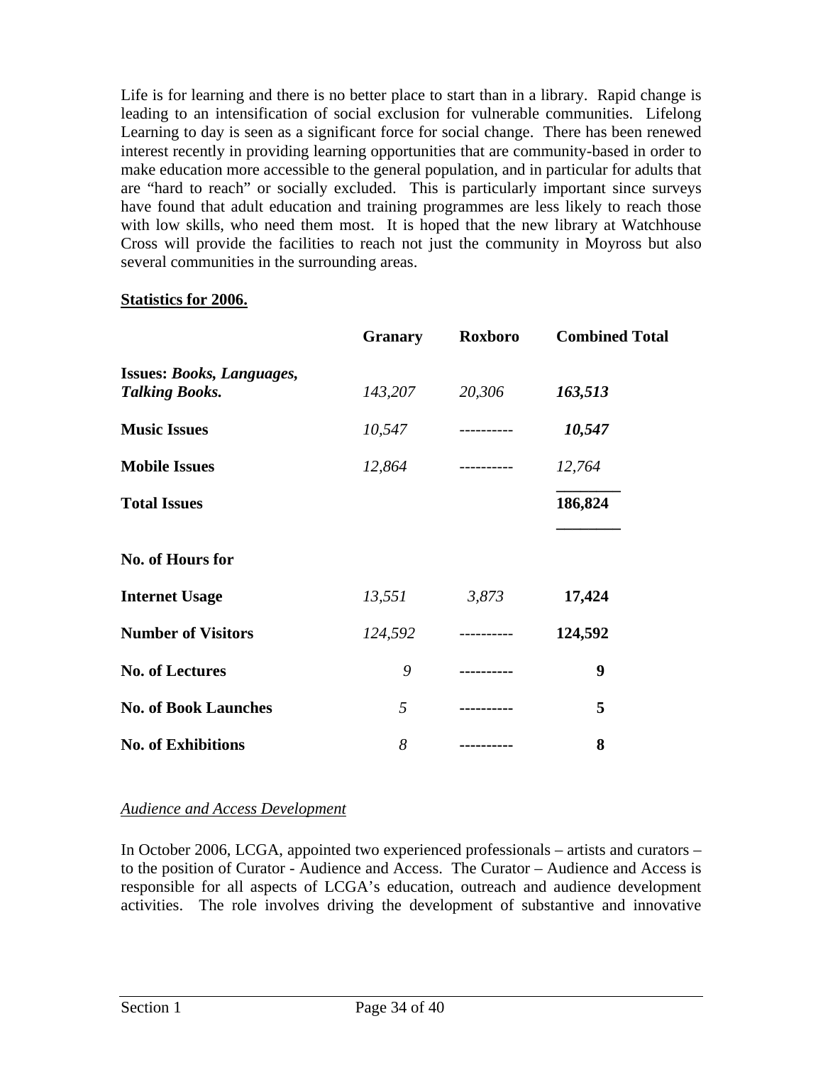Life is for learning and there is no better place to start than in a library. Rapid change is leading to an intensification of social exclusion for vulnerable communities. Lifelong Learning to day is seen as a significant force for social change. There has been renewed interest recently in providing learning opportunities that are community-based in order to make education more accessible to the general population, and in particular for adults that are "hard to reach" or socially excluded. This is particularly important since surveys have found that adult education and training programmes are less likely to reach those with low skills, who need them most. It is hoped that the new library at Watchhouse Cross will provide the facilities to reach not just the community in Moyross but also several communities in the surrounding areas.

**Statistics for 2006.**

| | Granary | Roxboro | Combined Total |
|---|---|---|---|
| **Issues:** ***Books, Languages, Talking Books.*** | *143,207* | *20,306* | ***163,513*** |
| **Music Issues** | *10,547* | ---------- | ***10,547*** |
| **Mobile Issues** | *12,864* | ---------- | *12,764* |
| **Total Issues** | | | **186,824** |
| **No. of Hours for** | | | |
| **Internet Usage** | *13,551* | *3,873* | **17,424** |
| **Number of Visitors** | *124,592* | ---------- | **124,592** |
| **No. of Lectures** | *9* | ---------- | **9** |
| **No. of Book Launches** | *5* | ---------- | **5** |
| **No. of Exhibitions** | *8* | ---------- | **8** |

*Audience and Access Development*

In October 2006, LCGA, appointed two experienced professionals – artists and curators – to the position of Curator - Audience and Access. The Curator – Audience and Access is responsible for all aspects of LCGA's education, outreach and audience development activities. The role involves driving the development of substantive and innovative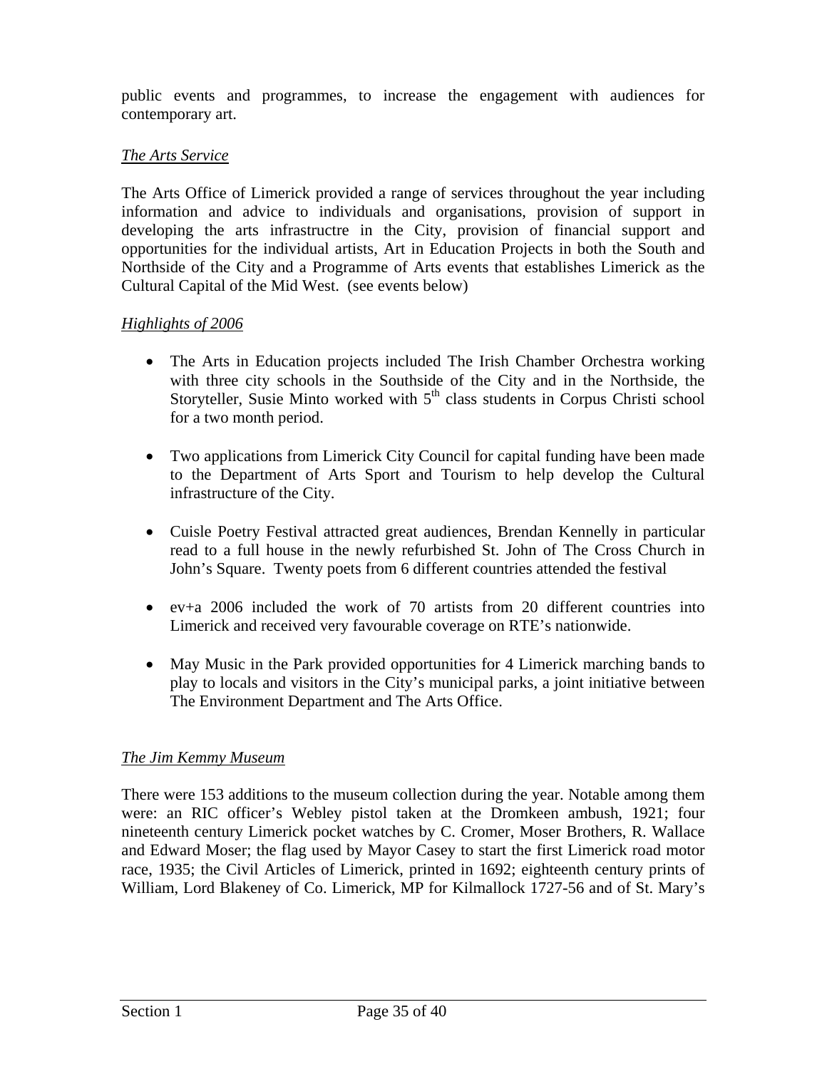public events and programmes, to increase the engagement with audiences for contemporary art.

*The Arts Service*

The Arts Office of Limerick provided a range of services throughout the year including information and advice to individuals and organisations, provision of support in developing the arts infrastructre in the City, provision of financial support and opportunities for the individual artists, Art in Education Projects in both the South and Northside of the City and a Programme of Arts events that establishes Limerick as the Cultural Capital of the Mid West. (see events below)

*Highlights of 2006*

- The Arts in Education projects included The Irish Chamber Orchestra working with three city schools in the Southside of the City and in the Northside, the Storyteller, Susie Minto worked with 5th class students in Corpus Christi school for a two month period.

- Two applications from Limerick City Council for capital funding have been made to the Department of Arts Sport and Tourism to help develop the Cultural infrastructure of the City.

- Cuisle Poetry Festival attracted great audiences, Brendan Kennelly in particular read to a full house in the newly refurbished St. John of The Cross Church in John's Square. Twenty poets from 6 different countries attended the festival

- ev+a 2006 included the work of 70 artists from 20 different countries into Limerick and received very favourable coverage on RTE's nationwide.

- May Music in the Park provided opportunities for 4 Limerick marching bands to play to locals and visitors in the City's municipal parks, a joint initiative between The Environment Department and The Arts Office.

*The Jim Kemmy Museum*

There were 153 additions to the museum collection during the year. Notable among them were: an RIC officer's Webley pistol taken at the Dromkeen ambush, 1921; four nineteenth century Limerick pocket watches by C. Cromer, Moser Brothers, R. Wallace and Edward Moser; the flag used by Mayor Casey to start the first Limerick road motor race, 1935; the Civil Articles of Limerick, printed in 1692; eighteenth century prints of William, Lord Blakeney of Co. Limerick, MP for Kilmallock 1727-56 and of St. Mary's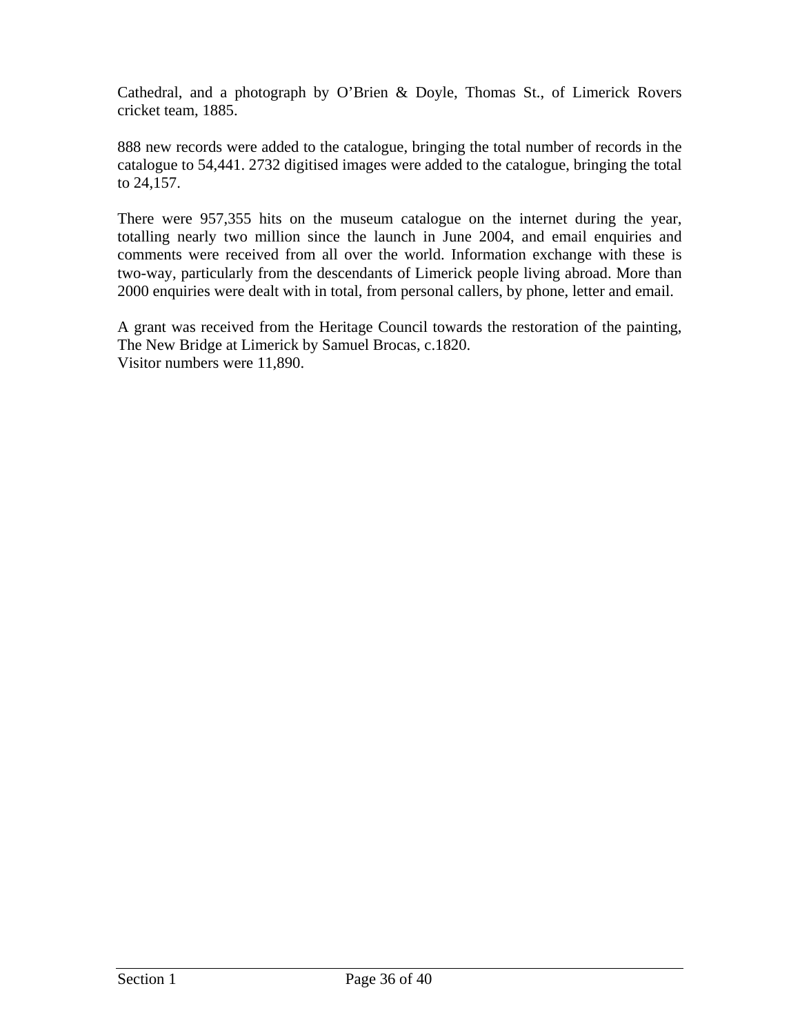Cathedral, and a photograph by O'Brien & Doyle, Thomas St., of Limerick Rovers cricket team, 1885.

888 new records were added to the catalogue, bringing the total number of records in the catalogue to 54,441. 2732 digitised images were added to the catalogue, bringing the total to 24,157.

There were 957,355 hits on the museum catalogue on the internet during the year, totalling nearly two million since the launch in June 2004, and email enquiries and comments were received from all over the world. Information exchange with these is two-way, particularly from the descendants of Limerick people living abroad. More than 2000 enquiries were dealt with in total, from personal callers, by phone, letter and email.

A grant was received from the Heritage Council towards the restoration of the painting, The New Bridge at Limerick by Samuel Brocas, c.1820.
Visitor numbers were 11,890.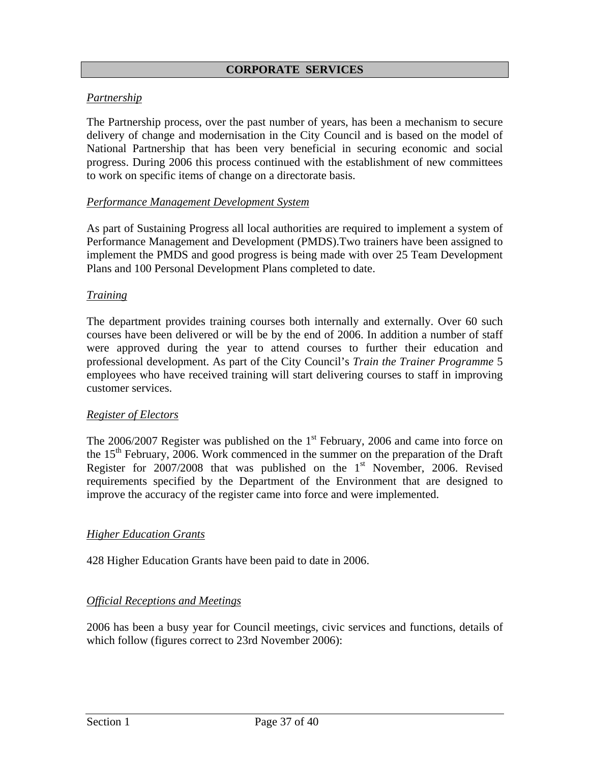## CORPORATE SERVICES

### *Partnership*

The Partnership process, over the past number of years, has been a mechanism to secure delivery of change and modernisation in the City Council and is based on the model of National Partnership that has been very beneficial in securing economic and social progress. During 2006 this process continued with the establishment of new committees to work on specific items of change on a directorate basis.

### *Performance Management Development System*

As part of Sustaining Progress all local authorities are required to implement a system of Performance Management and Development (PMDS).Two trainers have been assigned to implement the PMDS and good progress is being made with over 25 Team Development Plans and 100 Personal Development Plans completed to date.

### *Training*

The department provides training courses both internally and externally. Over 60 such courses have been delivered or will be by the end of 2006. In addition a number of staff were approved during the year to attend courses to further their education and professional development. As part of the City Council's *Train the Trainer Programme* 5 employees who have received training will start delivering courses to staff in improving customer services.

### *Register of Electors*

The 2006/2007 Register was published on the 1st February, 2006 and came into force on the 15th February, 2006. Work commenced in the summer on the preparation of the Draft Register for 2007/2008 that was published on the 1st November, 2006. Revised requirements specified by the Department of the Environment that are designed to improve the accuracy of the register came into force and were implemented.

### *Higher Education Grants*

428 Higher Education Grants have been paid to date in 2006.

### *Official Receptions and Meetings*

2006 has been a busy year for Council meetings, civic services and functions, details of which follow (figures correct to 23rd November 2006):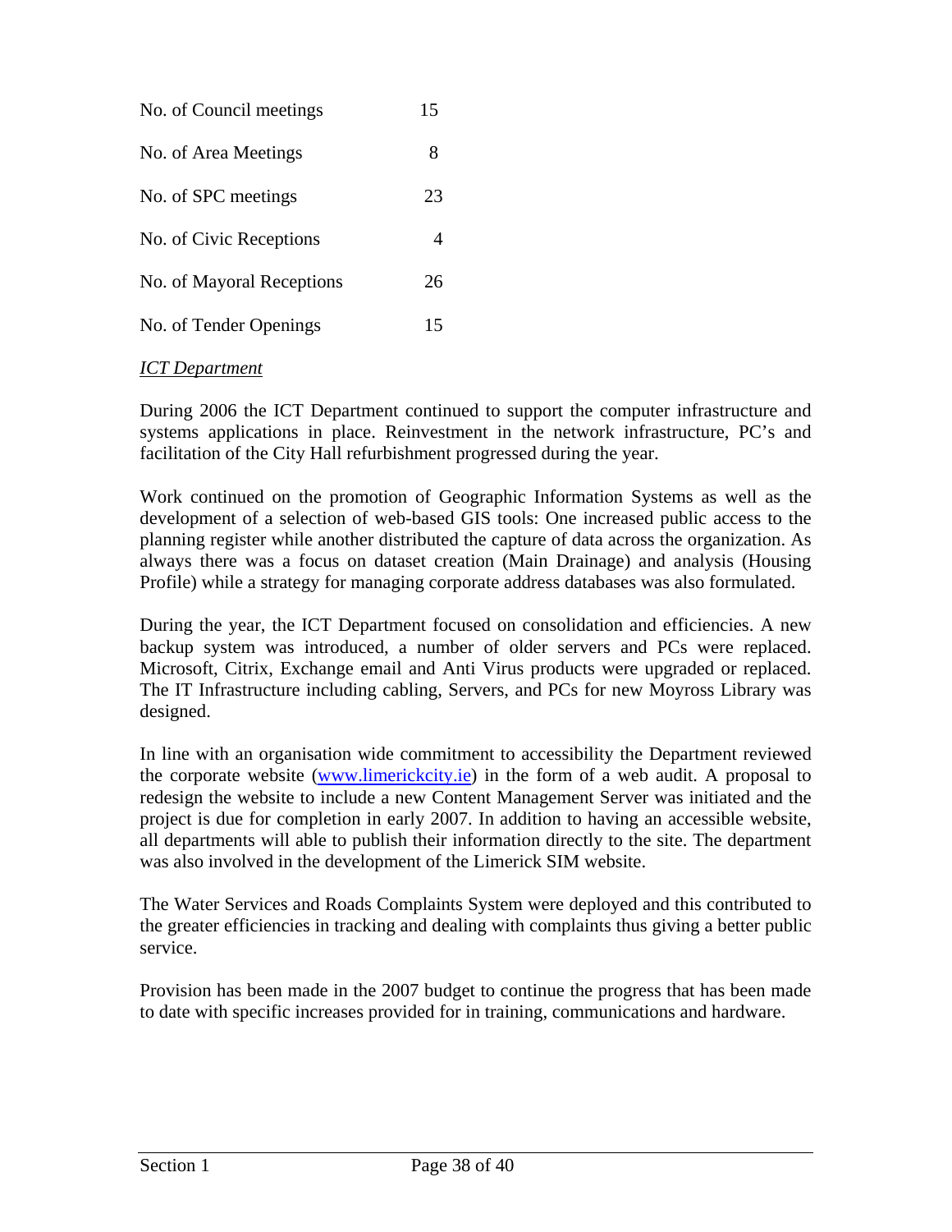| | |
|---|---|
| No. of Council meetings | 15 |
| No. of Area Meetings | 8 |
| No. of SPC meetings | 23 |
| No. of Civic Receptions | 4 |
| No. of Mayoral Receptions | 26 |
| No. of Tender Openings | 15 |

*ICT Department*

During 2006 the ICT Department continued to support the computer infrastructure and systems applications in place. Reinvestment in the network infrastructure, PC's and facilitation of the City Hall refurbishment progressed during the year.

Work continued on the promotion of Geographic Information Systems as well as the development of a selection of web-based GIS tools: One increased public access to the planning register while another distributed the capture of data across the organization. As always there was a focus on dataset creation (Main Drainage) and analysis (Housing Profile) while a strategy for managing corporate address databases was also formulated.

During the year, the ICT Department focused on consolidation and efficiencies. A new backup system was introduced, a number of older servers and PCs were replaced. Microsoft, Citrix, Exchange email and Anti Virus products were upgraded or replaced. The IT Infrastructure including cabling, Servers, and PCs for new Moyross Library was designed.

In line with an organisation wide commitment to accessibility the Department reviewed the corporate website (www.limerickcity.ie) in the form of a web audit. A proposal to redesign the website to include a new Content Management Server was initiated and the project is due for completion in early 2007. In addition to having an accessible website, all departments will able to publish their information directly to the site. The department was also involved in the development of the Limerick SIM website.

The Water Services and Roads Complaints System were deployed and this contributed to the greater efficiencies in tracking and dealing with complaints thus giving a better public service.

Provision has been made in the 2007 budget to continue the progress that has been made to date with specific increases provided for in training, communications and hardware.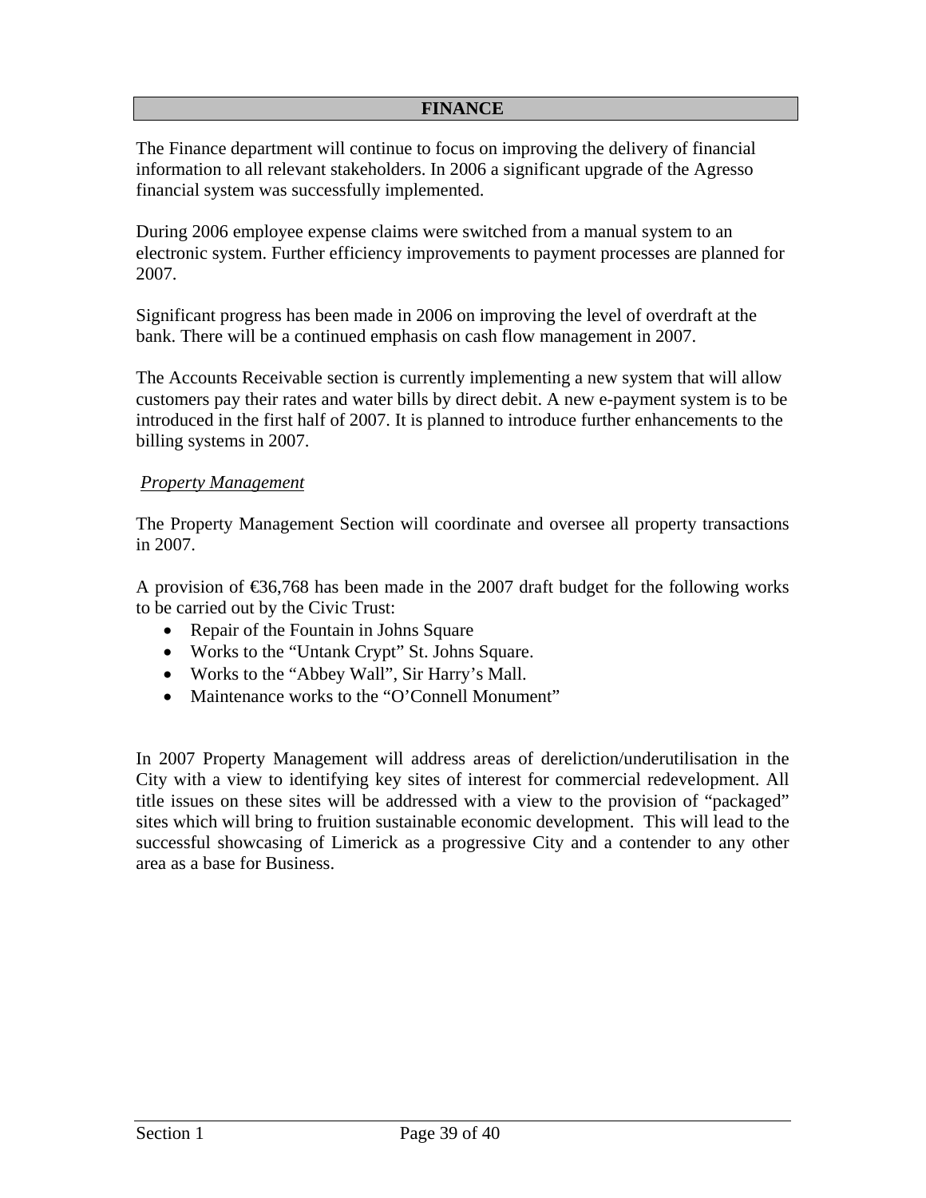## FINANCE

The Finance department will continue to focus on improving the delivery of financial information to all relevant stakeholders. In 2006 a significant upgrade of the Agresso financial system was successfully implemented.

During 2006 employee expense claims were switched from a manual system to an electronic system. Further efficiency improvements to payment processes are planned for 2007.

Significant progress has been made in 2006 on improving the level of overdraft at the bank. There will be a continued emphasis on cash flow management in 2007.

The Accounts Receivable section is currently implementing a new system that will allow customers pay their rates and water bills by direct debit. A new e-payment system is to be introduced in the first half of 2007. It is planned to introduce further enhancements to the billing systems in 2007.

*Property Management*

The Property Management Section will coordinate and oversee all property transactions in 2007.

A provision of €36,768 has been made in the 2007 draft budget for the following works to be carried out by the Civic Trust:

- Repair of the Fountain in Johns Square
- Works to the “Untank Crypt” St. Johns Square.
- Works to the “Abbey Wall”, Sir Harry’s Mall.
- Maintenance works to the “O’Connell Monument”

In 2007 Property Management will address areas of dereliction/underutilisation in the City with a view to identifying key sites of interest for commercial redevelopment. All title issues on these sites will be addressed with a view to the provision of “packaged” sites which will bring to fruition sustainable economic development. This will lead to the successful showcasing of Limerick as a progressive City and a contender to any other area as a base for Business.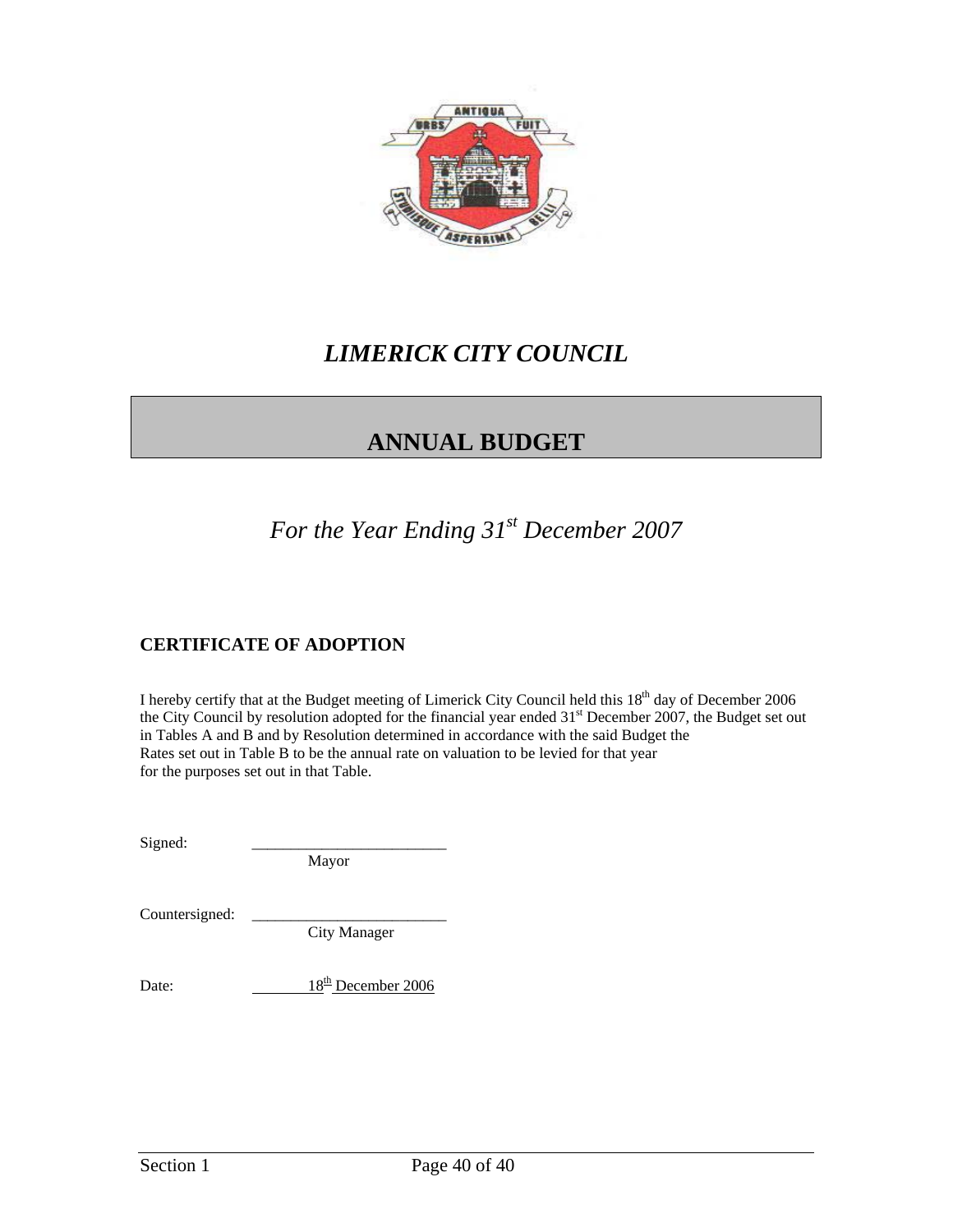# *LIMERICK CITY COUNCIL*

## ANNUAL BUDGET

*For the Year Ending 31st December 2007*

### CERTIFICATE OF ADOPTION

I hereby certify that at the Budget meeting of Limerick City Council held this 18th day of December 2006 the City Council by resolution adopted for the financial year ended 31st December 2007, the Budget set out in Tables A and B and by Resolution determined in accordance with the said Budget the Rates set out in Table B to be the annual rate on valuation to be levied for that year for the purposes set out in that Table.

Signed: _________________________
Mayor

Countersigned: _________________________
City Manager

Date: 18th December 2006